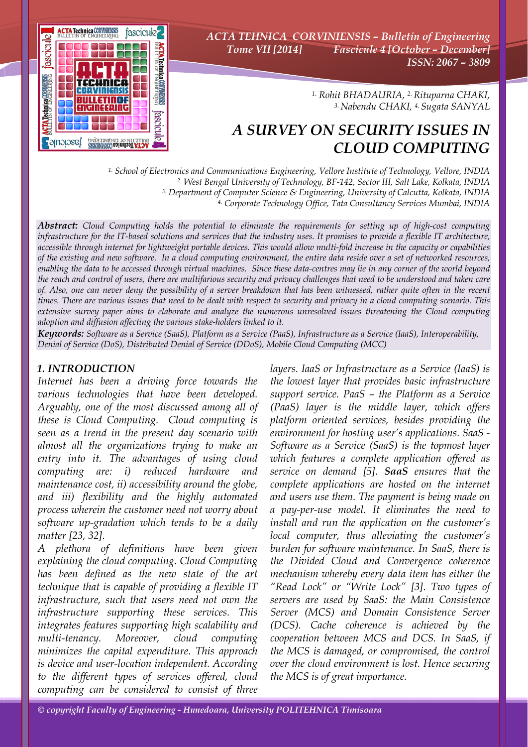# A SURVEY ON SECURITY ISSUES IN CLOUD COMPUTING

[1.] Rohit BHADAURIA, [2.] Rituparna CHAKI, [3.] Nabendu CHAKI, [4.] Sugata SANYAL

[1.] School of Electronics and Communications Engineering, Vellore Institute of Technology, Vellore, INDIA
[2.] West Bengal University of Technology, BF-142, Sector III, Salt Lake, Kolkata, INDIA
[3.] Department of Computer Science & Engineering, University of Calcutta, Kolkata, INDIA
[4.] Corporate Technology Office, Tata Consultancy Services Mumbai, INDIA

***Abstract:*** *Cloud Computing holds the potential to eliminate the requirements for setting up of high-cost computing infrastructure for the IT-based solutions and services that the industry uses. It promises to provide a flexible IT architecture, accessible through internet for lightweight portable devices. This would allow multi-fold increase in the capacity or capabilities of the existing and new software. In a cloud computing environment, the entire data reside over a set of networked resources, enabling the data to be accessed through virtual machines. Since these data-centres may lie in any corner of the world beyond the reach and control of users, there are multifarious security and privacy challenges that need to be understood and taken care of. Also, one can never deny the possibility of a server breakdown that has been witnessed, rather quite often in the recent times. There are various issues that need to be dealt with respect to security and privacy in a cloud computing scenario. This extensive survey paper aims to elaborate and analyze the numerous unresolved issues threatening the Cloud computing adoption and diffusion affecting the various stake-holders linked to it.*

***Keywords:*** *Software as a Service (SaaS), Platform as a Service (PaaS), Infrastructure as a Service (IaaS), Interoperability, Denial of Service (DoS), Distributed Denial of Service (DDoS), Mobile Cloud Computing (MCC)*

## 1. INTRODUCTION

Internet has been a driving force towards the various technologies that have been developed. Arguably, one of the most discussed among all of these is Cloud Computing. Cloud computing is seen as a trend in the present day scenario with almost all the organizations trying to make an entry into it. The advantages of using cloud computing are: i) reduced hardware and maintenance cost, ii) accessibility around the globe, and iii) flexibility and the highly automated process wherein the customer need not worry about software up-gradation which tends to be a daily matter [23, 32].

A plethora of definitions have been given explaining the cloud computing. Cloud Computing has been defined as the new state of the art technique that is capable of providing a flexible IT infrastructure, such that users need not own the infrastructure supporting these services. This integrates features supporting high scalability and multi-tenancy. Moreover, cloud computing minimizes the capital expenditure. This approach is device and user-location independent. According to the different types of services offered, cloud computing can be considered to consist of three layers. IaaS or Infrastructure as a Service (IaaS) is the lowest layer that provides basic infrastructure support service. PaaS – the Platform as a Service (PaaS) layer is the middle layer, which offers platform oriented services, besides providing the environment for hosting user's applications. SaaS - Software as a Service (SaaS) is the topmost layer which features a complete application offered as service on demand [5]. ***SaaS*** ensures that the complete applications are hosted on the internet and users use them. The payment is being made on a pay-per-use model. It eliminates the need to install and run the application on the customer's local computer, thus alleviating the customer's burden for software maintenance. In SaaS, there is the Divided Cloud and Convergence coherence mechanism whereby every data item has either the "Read Lock" or "Write Lock" [3]. Two types of servers are used by SaaS: the Main Consistence Server (MCS) and Domain Consistence Server (DCS). Cache coherence is achieved by the cooperation between MCS and DCS. In SaaS, if the MCS is damaged, or compromised, the control over the cloud environment is lost. Hence securing the MCS is of great importance.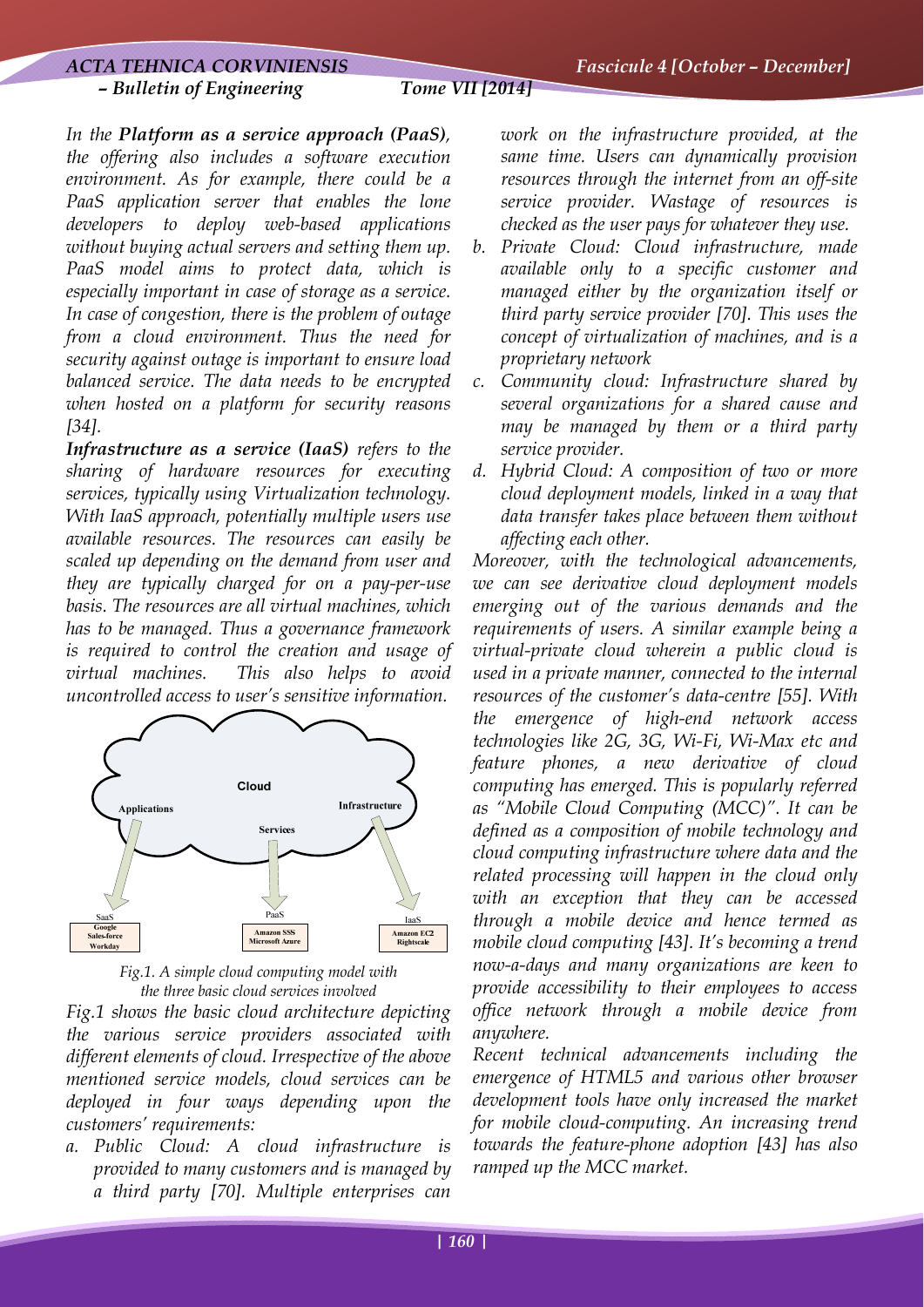*In the **Platform as a service approach (PaaS)**, the offering also includes a software execution environment. As for example, there could be a PaaS application server that enables the lone developers to deploy web-based applications without buying actual servers and setting them up. PaaS model aims to protect data, which is especially important in case of storage as a service. In case of congestion, there is the problem of outage from a cloud environment. Thus the need for security against outage is important to ensure load balanced service. The data needs to be encrypted when hosted on a platform for security reasons [34].*

***Infrastructure as a service (IaaS)** refers to the sharing of hardware resources for executing services, typically using Virtualization technology. With IaaS approach, potentially multiple users use available resources. The resources can easily be scaled up depending on the demand from user and they are typically charged for on a pay-per-use basis. The resources are all virtual machines, which has to be managed. Thus a governance framework is required to control the creation and usage of virtual machines. This also helps to avoid uncontrolled access to user's sensitive information.*

*Fig.1. A simple cloud computing model with the three basic cloud services involved*

*Fig.1 shows the basic cloud architecture depicting the various service providers associated with different elements of cloud. Irrespective of the above mentioned service models, cloud services can be deployed in four ways depending upon the customers' requirements:*

*a. Public Cloud: A cloud infrastructure is provided to many customers and is managed by a third party [70]. Multiple enterprises can work on the infrastructure provided, at the same time. Users can dynamically provision resources through the internet from an off-site service provider. Wastage of resources is checked as the user pays for whatever they use.*

*b. Private Cloud: Cloud infrastructure, made available only to a specific customer and managed either by the organization itself or third party service provider [70]. This uses the concept of virtualization of machines, and is a proprietary network*

*c. Community cloud: Infrastructure shared by several organizations for a shared cause and may be managed by them or a third party service provider.*

*d. Hybrid Cloud: A composition of two or more cloud deployment models, linked in a way that data transfer takes place between them without affecting each other.*

*Moreover, with the technological advancements, we can see derivative cloud deployment models emerging out of the various demands and the requirements of users. A similar example being a virtual-private cloud wherein a public cloud is used in a private manner, connected to the internal resources of the customer's data-centre [55]. With the emergence of high-end network access technologies like 2G, 3G, Wi-Fi, Wi-Max etc and feature phones, a new derivative of cloud computing has emerged. This is popularly referred as "Mobile Cloud Computing (MCC)". It can be defined as a composition of mobile technology and cloud computing infrastructure where data and the related processing will happen in the cloud only with an exception that they can be accessed through a mobile device and hence termed as mobile cloud computing [43]. It's becoming a trend now-a-days and many organizations are keen to provide accessibility to their employees to access office network through a mobile device from anywhere.*

*Recent technical advancements including the emergence of HTML5 and various other browser development tools have only increased the market for mobile cloud-computing. An increasing trend towards the feature-phone adoption [43] has also ramped up the MCC market.*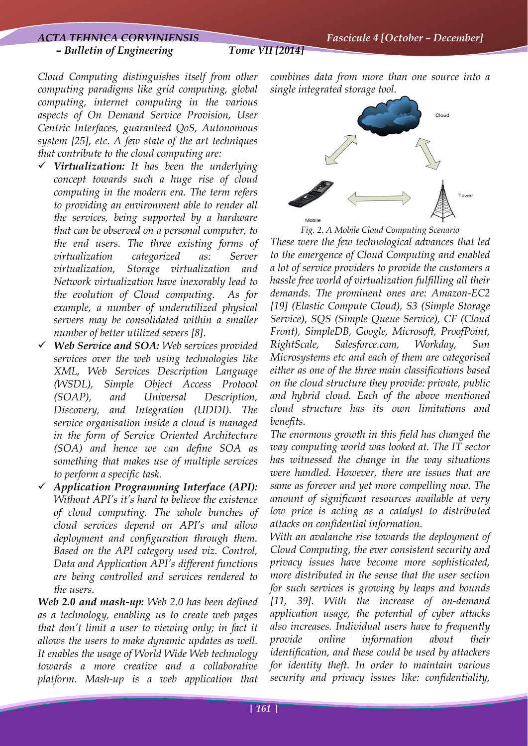*Cloud Computing distinguishes itself from other computing paradigms like grid computing, global computing, internet computing in the various aspects of On Demand Service Provision, User Centric Interfaces, guaranteed QoS, Autonomous system [25], etc. A few state of the art techniques that contribute to the cloud computing are:*

- ***Virtualization:*** *It has been the underlying concept towards such a huge rise of cloud computing in the modern era. The term refers to providing an environment able to render all the services, being supported by a hardware that can be observed on a personal computer, to the end users. The three existing forms of virtualization categorized as: Server virtualization, Storage virtualization and Network virtualization have inexorably lead to the evolution of Cloud computing. As for example, a number of underutilized physical servers may be consolidated within a smaller number of better utilized severs [8].*
- ***Web Service and SOA:*** *Web services provided services over the web using technologies like XML, Web Services Description Language (WSDL), Simple Object Access Protocol (SOAP), and Universal Description, Discovery, and Integration (UDDI). The service organisation inside a cloud is managed in the form of Service Oriented Architecture (SOA) and hence we can define SOA as something that makes use of multiple services to perform a specific task.*
- ***Application Programming Interface (API):*** *Without API's it's hard to believe the existence of cloud computing. The whole bunches of cloud services depend on API's and allow deployment and configuration through them. Based on the API category used viz. Control, Data and Application API's different functions are being controlled and services rendered to the users.*

***Web 2.0 and mash-up:*** *Web 2.0 has been defined as a technology, enabling us to create web pages that don't limit a user to viewing only; in fact it allows the users to make dynamic updates as well. It enables the usage of World Wide Web technology towards a more creative and a collaborative platform. Mash-up is a web application that combines data from more than one source into a single integrated storage tool.*

*Fig. 2. A Mobile Cloud Computing Scenario*

*These were the few technological advances that led to the emergence of Cloud Computing and enabled a lot of service providers to provide the customers a hassle free world of virtualization fulfilling all their demands. The prominent ones are: Amazon-EC2 [19] (Elastic Compute Cloud), S3 (Simple Storage Service), SQS (Simple Queue Service), CF (Cloud Front), SimpleDB, Google, Microsoft, ProofPoint, RightScale, Salesforce.com, Workday, Sun Microsystems etc and each of them are categorised either as one of the three main classifications based on the cloud structure they provide: private, public and hybrid cloud. Each of the above mentioned cloud structure has its own limitations and benefits.*

*The enormous growth in this field has changed the way computing world was looked at. The IT sector has witnessed the change in the way situations were handled. However, there are issues that are same as forever and yet more compelling now. The amount of significant resources available at very low price is acting as a catalyst to distributed attacks on confidential information.*

*With an avalanche rise towards the deployment of Cloud Computing, the ever consistent security and privacy issues have become more sophisticated, more distributed in the sense that the user section for such services is growing by leaps and bounds [11, 39]. With the increase of on-demand application usage, the potential of cyber attacks also increases. Individual users have to frequently provide online information about their identification, and these could be used by attackers for identity theft. In order to maintain various security and privacy issues like: confidentiality,*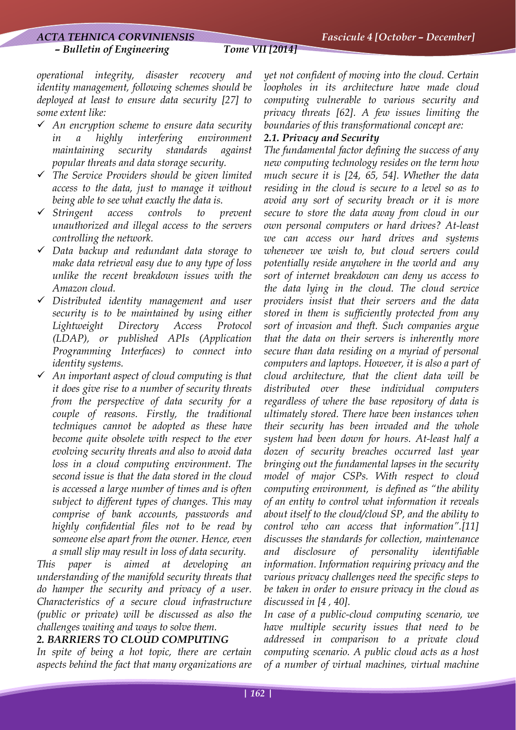*operational integrity, disaster recovery and identity management, following schemes should be deployed at least to ensure data security [27] to some extent like:*

- *An encryption scheme to ensure data security in a highly interfering environment maintaining security standards against popular threats and data storage security.*
- *The Service Providers should be given limited access to the data, just to manage it without being able to see what exactly the data is.*
- *Stringent access controls to prevent unauthorized and illegal access to the servers controlling the network.*
- *Data backup and redundant data storage to make data retrieval easy due to any type of loss unlike the recent breakdown issues with the Amazon cloud.*
- *Distributed identity management and user security is to be maintained by using either Lightweight Directory Access Protocol (LDAP), or published APIs (Application Programming Interfaces) to connect into identity systems.*
- *An important aspect of cloud computing is that it does give rise to a number of security threats from the perspective of data security for a couple of reasons. Firstly, the traditional techniques cannot be adopted as these have become quite obsolete with respect to the ever evolving security threats and also to avoid data loss in a cloud computing environment. The second issue is that the data stored in the cloud is accessed a large number of times and is often subject to different types of changes. This may comprise of bank accounts, passwords and highly confidential files not to be read by someone else apart from the owner. Hence, even a small slip may result in loss of data security.*

*This paper is aimed at developing an understanding of the manifold security threats that do hamper the security and privacy of a user. Characteristics of a secure cloud infrastructure (public or private) will be discussed as also the challenges waiting and ways to solve them.*

## *2. BARRIERS TO CLOUD COMPUTING*

*In spite of being a hot topic, there are certain aspects behind the fact that many organizations are yet not confident of moving into the cloud. Certain loopholes in its architecture have made cloud computing vulnerable to various security and privacy threats [62]. A few issues limiting the boundaries of this transformational concept are:*

### *2.1. Privacy and Security*

*The fundamental factor defining the success of any new computing technology resides on the term how much secure it is [24, 65, 54]. Whether the data residing in the cloud is secure to a level so as to avoid any sort of security breach or it is more secure to store the data away from cloud in our own personal computers or hard drives? At-least we can access our hard drives and systems whenever we wish to, but cloud servers could potentially reside anywhere in the world and any sort of internet breakdown can deny us access to the data lying in the cloud. The cloud service providers insist that their servers and the data stored in them is sufficiently protected from any sort of invasion and theft. Such companies argue that the data on their servers is inherently more secure than data residing on a myriad of personal computers and laptops. However, it is also a part of cloud architecture, that the client data will be distributed over these individual computers regardless of where the base repository of data is ultimately stored. There have been instances when their security has been invaded and the whole system had been down for hours. At-least half a dozen of security breaches occurred last year bringing out the fundamental lapses in the security model of major CSPs. With respect to cloud computing environment, is defined as "the ability of an entity to control what information it reveals about itself to the cloud/cloud SP, and the ability to control who can access that information".[11] discusses the standards for collection, maintenance and disclosure of personality identifiable information. Information requiring privacy and the various privacy challenges need the specific steps to be taken in order to ensure privacy in the cloud as discussed in [4 , 40].*

*In case of a public-cloud computing scenario, we have multiple security issues that need to be addressed in comparison to a private cloud computing scenario. A public cloud acts as a host of a number of virtual machines, virtual machine*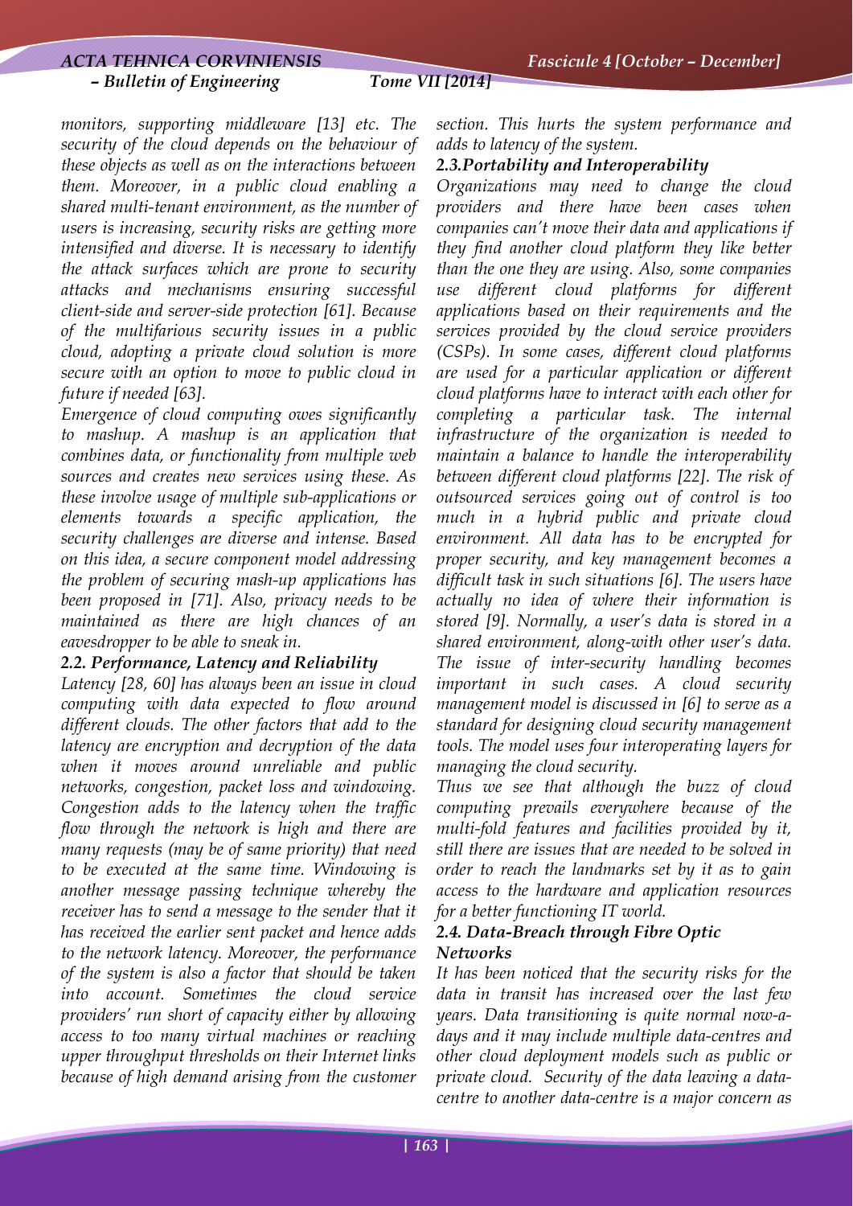*monitors, supporting middleware [13] etc. The security of the cloud depends on the behaviour of these objects as well as on the interactions between them. Moreover, in a public cloud enabling a shared multi-tenant environment, as the number of users is increasing, security risks are getting more intensified and diverse. It is necessary to identify the attack surfaces which are prone to security attacks and mechanisms ensuring successful client-side and server-side protection [61]. Because of the multifarious security issues in a public cloud, adopting a private cloud solution is more secure with an option to move to public cloud in future if needed [63].*

*Emergence of cloud computing owes significantly to mashup. A mashup is an application that combines data, or functionality from multiple web sources and creates new services using these. As these involve usage of multiple sub-applications or elements towards a specific application, the security challenges are diverse and intense. Based on this idea, a secure component model addressing the problem of securing mash-up applications has been proposed in [71]. Also, privacy needs to be maintained as there are high chances of an eavesdropper to be able to sneak in.*

### *2.2. Performance, Latency and Reliability*

*Latency [28, 60] has always been an issue in cloud computing with data expected to flow around different clouds. The other factors that add to the latency are encryption and decryption of the data when it moves around unreliable and public networks, congestion, packet loss and windowing. Congestion adds to the latency when the traffic flow through the network is high and there are many requests (may be of same priority) that need to be executed at the same time. Windowing is another message passing technique whereby the receiver has to send a message to the sender that it has received the earlier sent packet and hence adds to the network latency. Moreover, the performance of the system is also a factor that should be taken into account. Sometimes the cloud service providers' run short of capacity either by allowing access to too many virtual machines or reaching upper throughput thresholds on their Internet links because of high demand arising from the customer section. This hurts the system performance and adds to latency of the system.*

### *2.3.Portability and Interoperability*

*Organizations may need to change the cloud providers and there have been cases when companies can't move their data and applications if they find another cloud platform they like better than the one they are using. Also, some companies use different cloud platforms for different applications based on their requirements and the services provided by the cloud service providers (CSPs). In some cases, different cloud platforms are used for a particular application or different cloud platforms have to interact with each other for completing a particular task. The internal infrastructure of the organization is needed to maintain a balance to handle the interoperability between different cloud platforms [22]. The risk of outsourced services going out of control is too much in a hybrid public and private cloud environment. All data has to be encrypted for proper security, and key management becomes a difficult task in such situations [6]. The users have actually no idea of where their information is stored [9]. Normally, a user's data is stored in a shared environment, along-with other user's data. The issue of inter-security handling becomes important in such cases. A cloud security management model is discussed in [6] to serve as a standard for designing cloud security management tools. The model uses four interoperating layers for managing the cloud security.*

*Thus we see that although the buzz of cloud computing prevails everywhere because of the multi-fold features and facilities provided by it, still there are issues that are needed to be solved in order to reach the landmarks set by it as to gain access to the hardware and application resources for a better functioning IT world.*

### *2.4. Data-Breach through Fibre Optic Networks*

*It has been noticed that the security risks for the data in transit has increased over the last few years. Data transitioning is quite normal now-a-days and it may include multiple data-centres and other cloud deployment models such as public or private cloud. Security of the data leaving a data-centre to another data-centre is a major concern as*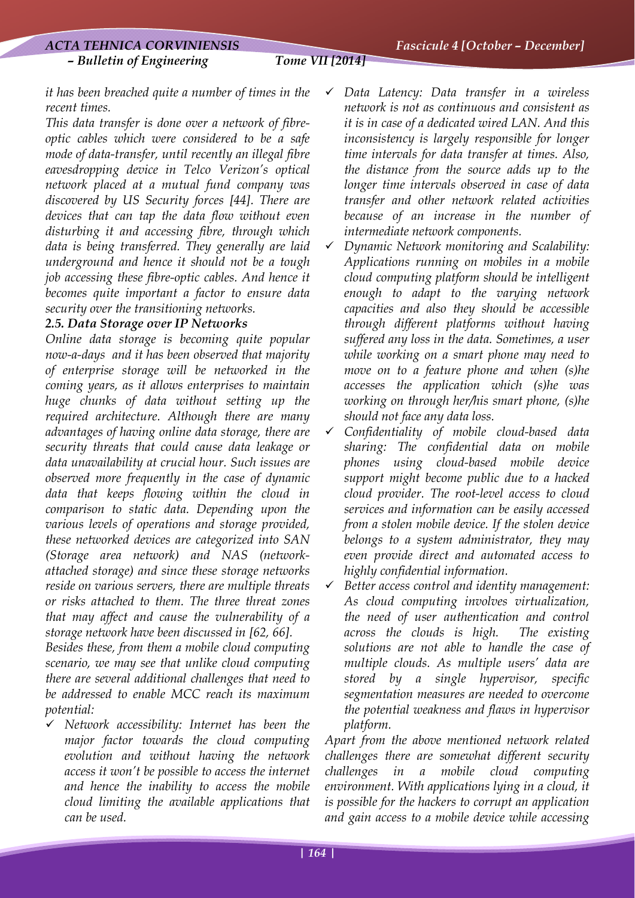*it has been breached quite a number of times in the recent times.*

*This data transfer is done over a network of fibre-optic cables which were considered to be a safe mode of data-transfer, until recently an illegal fibre eavesdropping device in Telco Verizon's optical network placed at a mutual fund company was discovered by US Security forces [44]. There are devices that can tap the data flow without even disturbing it and accessing fibre, through which data is being transferred. They generally are laid underground and hence it should not be a tough job accessing these fibre-optic cables. And hence it becomes quite important a factor to ensure data security over the transitioning networks.*

### *2.5. Data Storage over IP Networks*

*Online data storage is becoming quite popular now-a-days and it has been observed that majority of enterprise storage will be networked in the coming years, as it allows enterprises to maintain huge chunks of data without setting up the required architecture. Although there are many advantages of having online data storage, there are security threats that could cause data leakage or data unavailability at crucial hour. Such issues are observed more frequently in the case of dynamic data that keeps flowing within the cloud in comparison to static data. Depending upon the various levels of operations and storage provided, these networked devices are categorized into SAN (Storage area network) and NAS (network-attached storage) and since these storage networks reside on various servers, there are multiple threats or risks attached to them. The three threat zones that may affect and cause the vulnerability of a storage network have been discussed in [62, 66].*

*Besides these, from them a mobile cloud computing scenario, we may see that unlike cloud computing there are several additional challenges that need to be addressed to enable MCC reach its maximum potential:*

- ✓ *Network accessibility: Internet has been the major factor towards the cloud computing evolution and without having the network access it won't be possible to access the internet and hence the inability to access the mobile cloud limiting the available applications that can be used.*
- ✓ *Data Latency: Data transfer in a wireless network is not as continuous and consistent as it is in case of a dedicated wired LAN. And this inconsistency is largely responsible for longer time intervals for data transfer at times. Also, the distance from the source adds up to the longer time intervals observed in case of data transfer and other network related activities because of an increase in the number of intermediate network components.*
- ✓ *Dynamic Network monitoring and Scalability: Applications running on mobiles in a mobile cloud computing platform should be intelligent enough to adapt to the varying network capacities and also they should be accessible through different platforms without having suffered any loss in the data. Sometimes, a user while working on a smart phone may need to move on to a feature phone and when (s)he accesses the application which (s)he was working on through her/his smart phone, (s)he should not face any data loss.*
- ✓ *Confidentiality of mobile cloud-based data sharing: The confidential data on mobile phones using cloud-based mobile device support might become public due to a hacked cloud provider. The root-level access to cloud services and information can be easily accessed from a stolen mobile device. If the stolen device belongs to a system administrator, they may even provide direct and automated access to highly confidential information.*
- ✓ *Better access control and identity management: As cloud computing involves virtualization, the need of user authentication and control across the clouds is high. The existing solutions are not able to handle the case of multiple clouds. As multiple users' data are stored by a single hypervisor, specific segmentation measures are needed to overcome the potential weakness and flaws in hypervisor platform.*

*Apart from the above mentioned network related challenges there are somewhat different security challenges in a mobile cloud computing environment. With applications lying in a cloud, it is possible for the hackers to corrupt an application and gain access to a mobile device while accessing*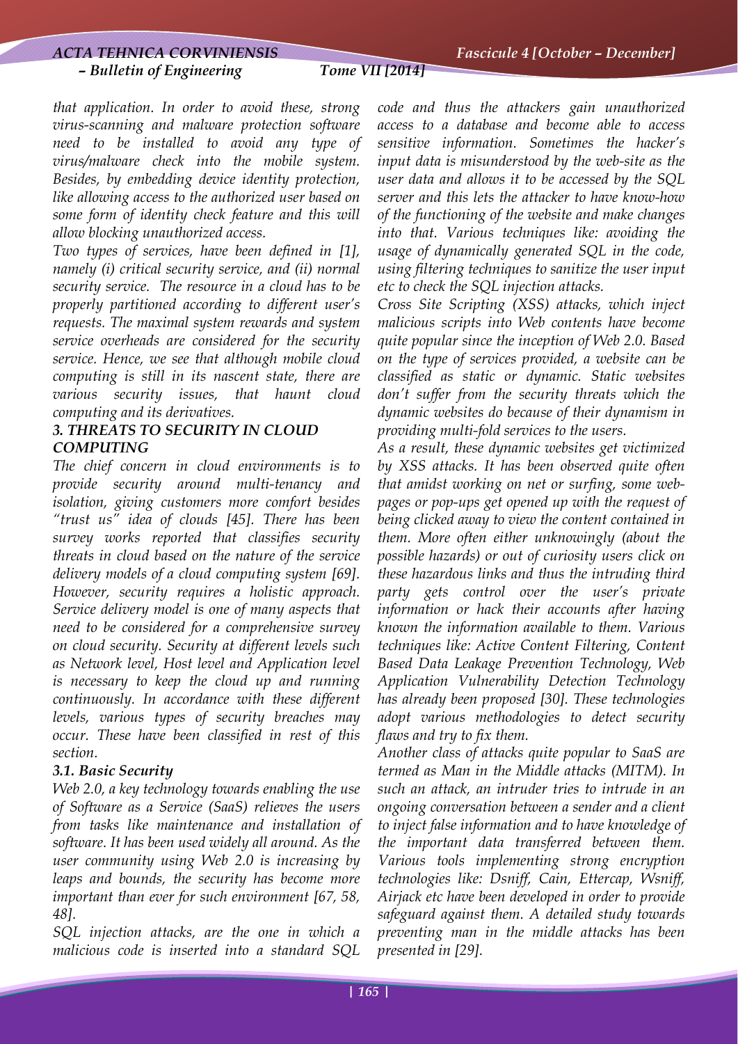*that application. In order to avoid these, strong virus-scanning and malware protection software need to be installed to avoid any type of virus/malware check into the mobile system. Besides, by embedding device identity protection, like allowing access to the authorized user based on some form of identity check feature and this will allow blocking unauthorized access.*

*Two types of services, have been defined in [1], namely (i) critical security service, and (ii) normal security service. The resource in a cloud has to be properly partitioned according to different user's requests. The maximal system rewards and system service overheads are considered for the security service. Hence, we see that although mobile cloud computing is still in its nascent state, there are various security issues, that haunt cloud computing and its derivatives.*

### *3. THREATS TO SECURITY IN CLOUD COMPUTING*

*The chief concern in cloud environments is to provide security around multi-tenancy and isolation, giving customers more comfort besides "trust us" idea of clouds [45]. There has been survey works reported that classifies security threats in cloud based on the nature of the service delivery models of a cloud computing system [69]. However, security requires a holistic approach. Service delivery model is one of many aspects that need to be considered for a comprehensive survey on cloud security. Security at different levels such as Network level, Host level and Application level is necessary to keep the cloud up and running continuously. In accordance with these different levels, various types of security breaches may occur. These have been classified in rest of this section.*

#### *3.1. Basic Security*

*Web 2.0, a key technology towards enabling the use of Software as a Service (SaaS) relieves the users from tasks like maintenance and installation of software. It has been used widely all around. As the user community using Web 2.0 is increasing by leaps and bounds, the security has become more important than ever for such environment [67, 58, 48].*

*SQL injection attacks, are the one in which a malicious code is inserted into a standard SQL code and thus the attackers gain unauthorized access to a database and become able to access sensitive information. Sometimes the hacker's input data is misunderstood by the web-site as the user data and allows it to be accessed by the SQL server and this lets the attacker to have know-how of the functioning of the website and make changes into that. Various techniques like: avoiding the usage of dynamically generated SQL in the code, using filtering techniques to sanitize the user input etc to check the SQL injection attacks.*

*Cross Site Scripting (XSS) attacks, which inject malicious scripts into Web contents have become quite popular since the inception of Web 2.0. Based on the type of services provided, a website can be classified as static or dynamic. Static websites don't suffer from the security threats which the dynamic websites do because of their dynamism in providing multi-fold services to the users.*

*As a result, these dynamic websites get victimized by XSS attacks. It has been observed quite often that amidst working on net or surfing, some web-pages or pop-ups get opened up with the request of being clicked away to view the content contained in them. More often either unknowingly (about the possible hazards) or out of curiosity users click on these hazardous links and thus the intruding third party gets control over the user's private information or hack their accounts after having known the information available to them. Various techniques like: Active Content Filtering, Content Based Data Leakage Prevention Technology, Web Application Vulnerability Detection Technology has already been proposed [30]. These technologies adopt various methodologies to detect security flaws and try to fix them.*

*Another class of attacks quite popular to SaaS are termed as Man in the Middle attacks (MITM). In such an attack, an intruder tries to intrude in an ongoing conversation between a sender and a client to inject false information and to have knowledge of the important data transferred between them. Various tools implementing strong encryption technologies like: Dsniff, Cain, Ettercap, Wsniff, Airjack etc have been developed in order to provide safeguard against them. A detailed study towards preventing man in the middle attacks has been presented in [29].*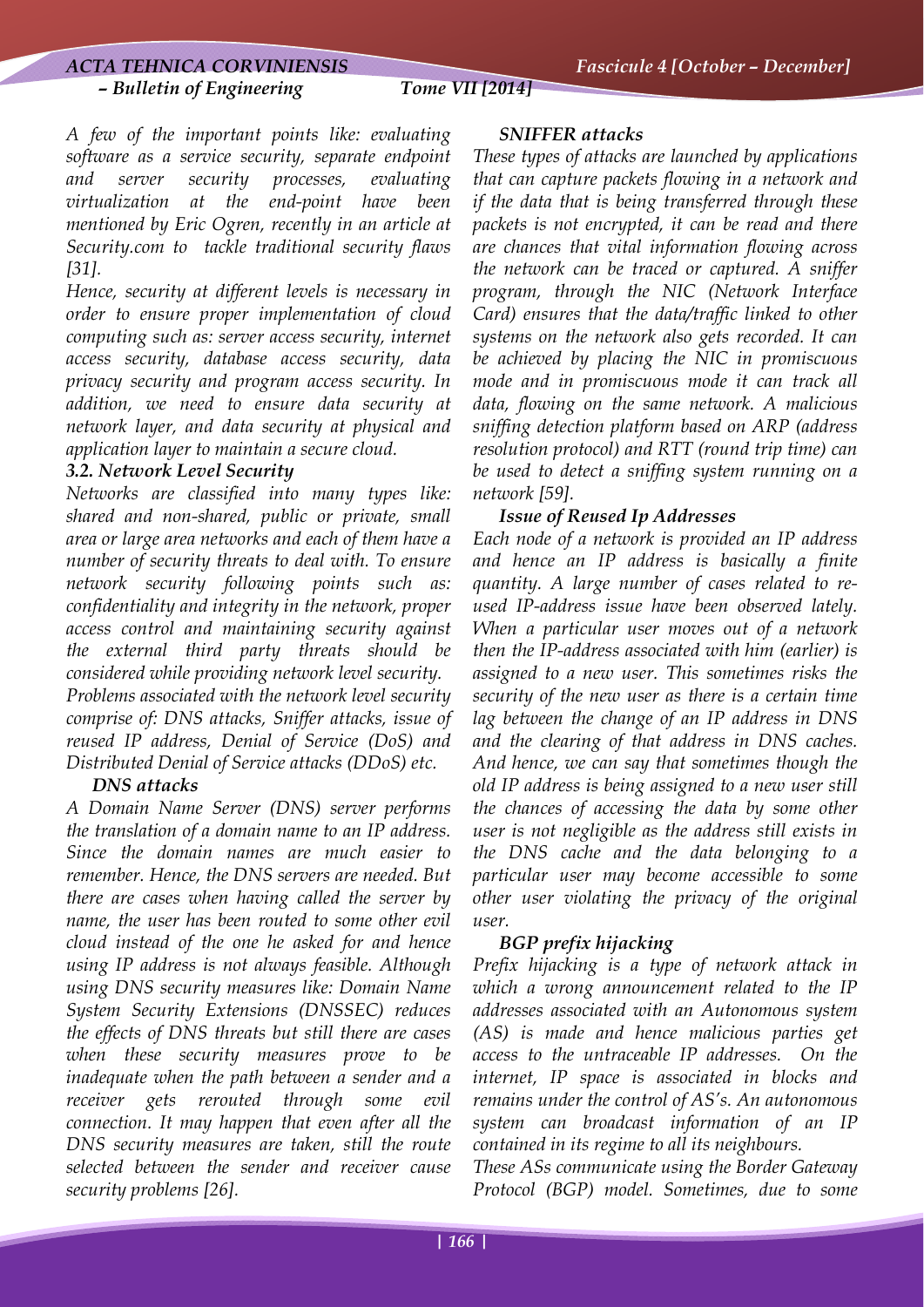*A few of the important points like: evaluating software as a service security, separate endpoint and server security processes, evaluating virtualization at the end-point have been mentioned by Eric Ogren, recently in an article at Security.com to tackle traditional security flaws [31].*

*Hence, security at different levels is necessary in order to ensure proper implementation of cloud computing such as: server access security, internet access security, database access security, data privacy security and program access security. In addition, we need to ensure data security at network layer, and data security at physical and application layer to maintain a secure cloud.*

### *3.2. Network Level Security*

*Networks are classified into many types like: shared and non-shared, public or private, small area or large area networks and each of them have a number of security threats to deal with. To ensure network security following points such as: confidentiality and integrity in the network, proper access control and maintaining security against the external third party threats should be considered while providing network level security.*

*Problems associated with the network level security comprise of: DNS attacks, Sniffer attacks, issue of reused IP address, Denial of Service (DoS) and Distributed Denial of Service attacks (DDoS) etc.*

#### *DNS attacks*

*A Domain Name Server (DNS) server performs the translation of a domain name to an IP address. Since the domain names are much easier to remember. Hence, the DNS servers are needed. But there are cases when having called the server by name, the user has been routed to some other evil cloud instead of the one he asked for and hence using IP address is not always feasible. Although using DNS security measures like: Domain Name System Security Extensions (DNSSEC) reduces the effects of DNS threats but still there are cases when these security measures prove to be inadequate when the path between a sender and a receiver gets rerouted through some evil connection. It may happen that even after all the DNS security measures are taken, still the route selected between the sender and receiver cause security problems [26].*

#### *SNIFFER attacks*

*These types of attacks are launched by applications that can capture packets flowing in a network and if the data that is being transferred through these packets is not encrypted, it can be read and there are chances that vital information flowing across the network can be traced or captured. A sniffer program, through the NIC (Network Interface Card) ensures that the data/traffic linked to other systems on the network also gets recorded. It can be achieved by placing the NIC in promiscuous mode and in promiscuous mode it can track all data, flowing on the same network. A malicious sniffing detection platform based on ARP (address resolution protocol) and RTT (round trip time) can be used to detect a sniffing system running on a network [59].*

#### *Issue of Reused Ip Addresses*

*Each node of a network is provided an IP address and hence an IP address is basically a finite quantity. A large number of cases related to re-used IP-address issue have been observed lately. When a particular user moves out of a network then the IP-address associated with him (earlier) is assigned to a new user. This sometimes risks the security of the new user as there is a certain time lag between the change of an IP address in DNS and the clearing of that address in DNS caches. And hence, we can say that sometimes though the old IP address is being assigned to a new user still the chances of accessing the data by some other user is not negligible as the address still exists in the DNS cache and the data belonging to a particular user may become accessible to some other user violating the privacy of the original user.*

#### *BGP prefix hijacking*

*Prefix hijacking is a type of network attack in which a wrong announcement related to the IP addresses associated with an Autonomous system (AS) is made and hence malicious parties get access to the untraceable IP addresses. On the internet, IP space is associated in blocks and remains under the control of AS's. An autonomous system can broadcast information of an IP contained in its regime to all its neighbours.*

*These ASs communicate using the Border Gateway Protocol (BGP) model. Sometimes, due to some*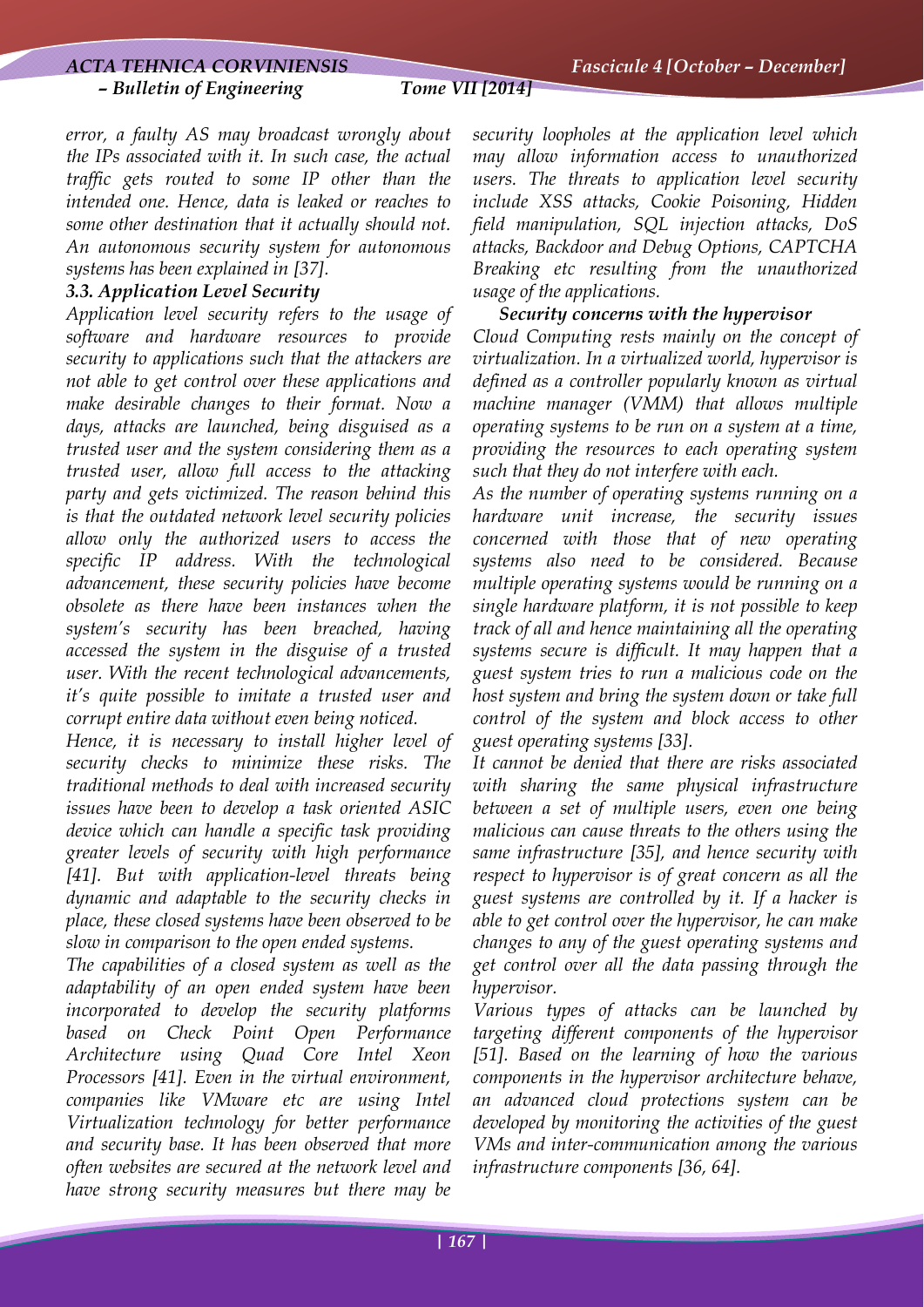*error, a faulty AS may broadcast wrongly about the IPs associated with it. In such case, the actual traffic gets routed to some IP other than the intended one. Hence, data is leaked or reaches to some other destination that it actually should not. An autonomous security system for autonomous systems has been explained in [37].*

### *3.3. Application Level Security*

*Application level security refers to the usage of software and hardware resources to provide security to applications such that the attackers are not able to get control over these applications and make desirable changes to their format. Now a days, attacks are launched, being disguised as a trusted user and the system considering them as a trusted user, allow full access to the attacking party and gets victimized. The reason behind this is that the outdated network level security policies allow only the authorized users to access the specific IP address. With the technological advancement, these security policies have become obsolete as there have been instances when the system's security has been breached, having accessed the system in the disguise of a trusted user. With the recent technological advancements, it's quite possible to imitate a trusted user and corrupt entire data without even being noticed.*

*Hence, it is necessary to install higher level of security checks to minimize these risks. The traditional methods to deal with increased security issues have been to develop a task oriented ASIC device which can handle a specific task providing greater levels of security with high performance [41]. But with application-level threats being dynamic and adaptable to the security checks in place, these closed systems have been observed to be slow in comparison to the open ended systems.*

*The capabilities of a closed system as well as the adaptability of an open ended system have been incorporated to develop the security platforms based on Check Point Open Performance Architecture using Quad Core Intel Xeon Processors [41]. Even in the virtual environment, companies like VMware etc are using Intel Virtualization technology for better performance and security base. It has been observed that more often websites are secured at the network level and have strong security measures but there may be security loopholes at the application level which may allow information access to unauthorized users. The threats to application level security include XSS attacks, Cookie Poisoning, Hidden field manipulation, SQL injection attacks, DoS attacks, Backdoor and Debug Options, CAPTCHA Breaking etc resulting from the unauthorized usage of the applications.*

***Security concerns with the hypervisor***

*Cloud Computing rests mainly on the concept of virtualization. In a virtualized world, hypervisor is defined as a controller popularly known as virtual machine manager (VMM) that allows multiple operating systems to be run on a system at a time, providing the resources to each operating system such that they do not interfere with each.*

*As the number of operating systems running on a hardware unit increase, the security issues concerned with those that of new operating systems also need to be considered. Because multiple operating systems would be running on a single hardware platform, it is not possible to keep track of all and hence maintaining all the operating systems secure is difficult. It may happen that a guest system tries to run a malicious code on the host system and bring the system down or take full control of the system and block access to other guest operating systems [33].*

*It cannot be denied that there are risks associated with sharing the same physical infrastructure between a set of multiple users, even one being malicious can cause threats to the others using the same infrastructure [35], and hence security with respect to hypervisor is of great concern as all the guest systems are controlled by it. If a hacker is able to get control over the hypervisor, he can make changes to any of the guest operating systems and get control over all the data passing through the hypervisor.*

*Various types of attacks can be launched by targeting different components of the hypervisor [51]. Based on the learning of how the various components in the hypervisor architecture behave, an advanced cloud protections system can be developed by monitoring the activities of the guest VMs and inter-communication among the various infrastructure components [36, 64].*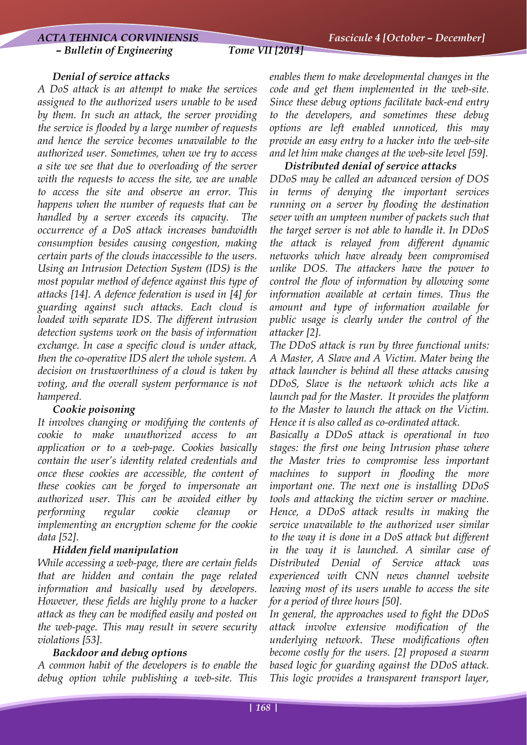### *Denial of service attacks*

*A DoS attack is an attempt to make the services assigned to the authorized users unable to be used by them. In such an attack, the server providing the service is flooded by a large number of requests and hence the service becomes unavailable to the authorized user. Sometimes, when we try to access a site we see that due to overloading of the server with the requests to access the site, we are unable to access the site and observe an error. This happens when the number of requests that can be handled by a server exceeds its capacity. The occurrence of a DoS attack increases bandwidth consumption besides causing congestion, making certain parts of the clouds inaccessible to the users. Using an Intrusion Detection System (IDS) is the most popular method of defence against this type of attacks [14]. A defence federation is used in [4] for guarding against such attacks. Each cloud is loaded with separate IDS. The different intrusion detection systems work on the basis of information exchange. In case a specific cloud is under attack, then the co-operative IDS alert the whole system. A decision on trustworthiness of a cloud is taken by voting, and the overall system performance is not hampered.*

### *Cookie poisoning*

*It involves changing or modifying the contents of cookie to make unauthorized access to an application or to a web-page. Cookies basically contain the user's identity related credentials and once these cookies are accessible, the content of these cookies can be forged to impersonate an authorized user. This can be avoided either by performing regular cookie cleanup or implementing an encryption scheme for the cookie data [52].*

### *Hidden field manipulation*

*While accessing a web-page, there are certain fields that are hidden and contain the page related information and basically used by developers. However, these fields are highly prone to a hacker attack as they can be modified easily and posted on the web-page. This may result in severe security violations [53].*

### *Backdoor and debug options*

*A common habit of the developers is to enable the debug option while publishing a web-site. This enables them to make developmental changes in the code and get them implemented in the web-site. Since these debug options facilitate back-end entry to the developers, and sometimes these debug options are left enabled unnoticed, this may provide an easy entry to a hacker into the web-site and let him make changes at the web-site level [59].*

### *Distributed denial of service attacks*

*DDoS may be called an advanced version of DOS in terms of denying the important services running on a server by flooding the destination sever with an umpteen number of packets such that the target server is not able to handle it. In DDoS the attack is relayed from different dynamic networks which have already been compromised unlike DOS. The attackers have the power to control the flow of information by allowing some information available at certain times. Thus the amount and type of information available for public usage is clearly under the control of the attacker [2].*

*The DDoS attack is run by three functional units: A Master, A Slave and A Victim. Mater being the attack launcher is behind all these attacks causing DDoS, Slave is the network which acts like a launch pad for the Master. It provides the platform to the Master to launch the attack on the Victim. Hence it is also called as co-ordinated attack.*

*Basically a DDoS attack is operational in two stages: the first one being Intrusion phase where the Master tries to compromise less important machines to support in flooding the more important one. The next one is installing DDoS tools and attacking the victim server or machine. Hence, a DDoS attack results in making the service unavailable to the authorized user similar to the way it is done in a DoS attack but different in the way it is launched. A similar case of Distributed Denial of Service attack was experienced with CNN news channel website leaving most of its users unable to access the site for a period of three hours [50].*

*In general, the approaches used to fight the DDoS attack involve extensive modification of the underlying network. These modifications often become costly for the users. [2] proposed a swarm based logic for guarding against the DDoS attack. This logic provides a transparent transport layer,*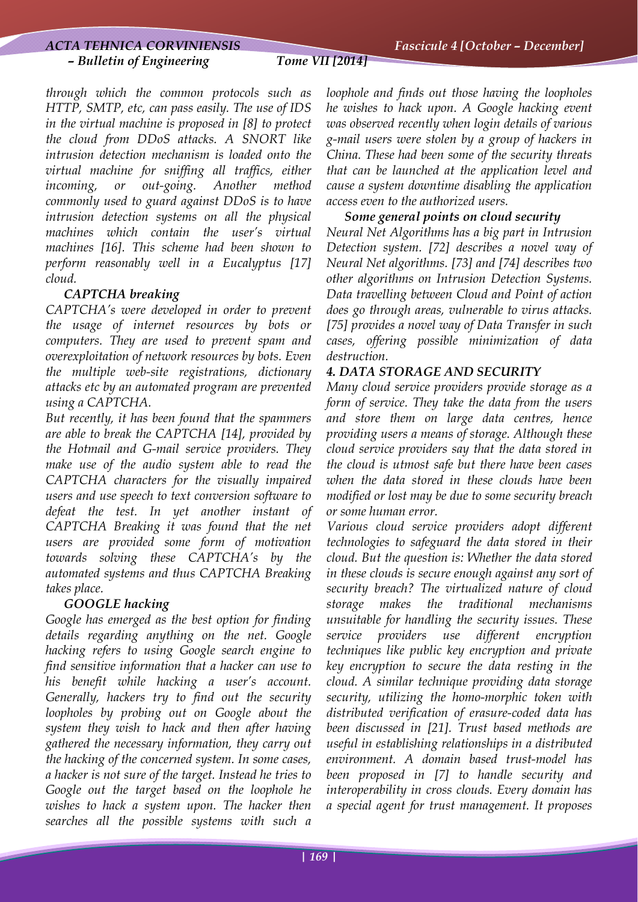through which the common protocols such as HTTP, SMTP, etc, can pass easily. The use of IDS in the virtual machine is proposed in [8] to protect the cloud from DDoS attacks. A SNORT like intrusion detection mechanism is loaded onto the virtual machine for sniffing all traffics, either incoming, or out-going. Another method commonly used to guard against DDoS is to have intrusion detection systems on all the physical machines which contain the user's virtual machines [16]. This scheme had been shown to perform reasonably well in a Eucalyptus [17] cloud.

***CAPTCHA breaking***

*CAPTCHA's were developed in order to prevent the usage of internet resources by bots or computers. They are used to prevent spam and overexploitation of network resources by bots. Even the multiple web-site registrations, dictionary attacks etc by an automated program are prevented using a CAPTCHA.*

*But recently, it has been found that the spammers are able to break the CAPTCHA [14], provided by the Hotmail and G-mail service providers. They make use of the audio system able to read the CAPTCHA characters for the visually impaired users and use speech to text conversion software to defeat the test. In yet another instant of CAPTCHA Breaking it was found that the net users are provided some form of motivation towards solving these CAPTCHA's by the automated systems and thus CAPTCHA Breaking takes place.*

***GOOGLE hacking***

*Google has emerged as the best option for finding details regarding anything on the net. Google hacking refers to using Google search engine to find sensitive information that a hacker can use to his benefit while hacking a user's account. Generally, hackers try to find out the security loopholes by probing out on Google about the system they wish to hack and then after having gathered the necessary information, they carry out the hacking of the concerned system. In some cases, a hacker is not sure of the target. Instead he tries to Google out the target based on the loophole he wishes to hack a system upon. The hacker then searches all the possible systems with such a loophole and finds out those having the loopholes he wishes to hack upon. A Google hacking event was observed recently when login details of various g-mail users were stolen by a group of hackers in China. These had been some of the security threats that can be launched at the application level and cause a system downtime disabling the application access even to the authorized users.*

***Some general points on cloud security***

*Neural Net Algorithms has a big part in Intrusion Detection system. [72] describes a novel way of Neural Net algorithms. [73] and [74] describes two other algorithms on Intrusion Detection Systems. Data travelling between Cloud and Point of action does go through areas, vulnerable to virus attacks. [75] provides a novel way of Data Transfer in such cases, offering possible minimization of data destruction.*

## *4. DATA STORAGE AND SECURITY*

*Many cloud service providers provide storage as a form of service. They take the data from the users and store them on large data centres, hence providing users a means of storage. Although these cloud service providers say that the data stored in the cloud is utmost safe but there have been cases when the data stored in these clouds have been modified or lost may be due to some security breach or some human error.*

*Various cloud service providers adopt different technologies to safeguard the data stored in their cloud. But the question is: Whether the data stored in these clouds is secure enough against any sort of security breach? The virtualized nature of cloud storage makes the traditional mechanisms unsuitable for handling the security issues. These service providers use different encryption techniques like public key encryption and private key encryption to secure the data resting in the cloud. A similar technique providing data storage security, utilizing the homo-morphic token with distributed verification of erasure-coded data has been discussed in [21]. Trust based methods are useful in establishing relationships in a distributed environment. A domain based trust-model has been proposed in [7] to handle security and interoperability in cross clouds. Every domain has a special agent for trust management. It proposes*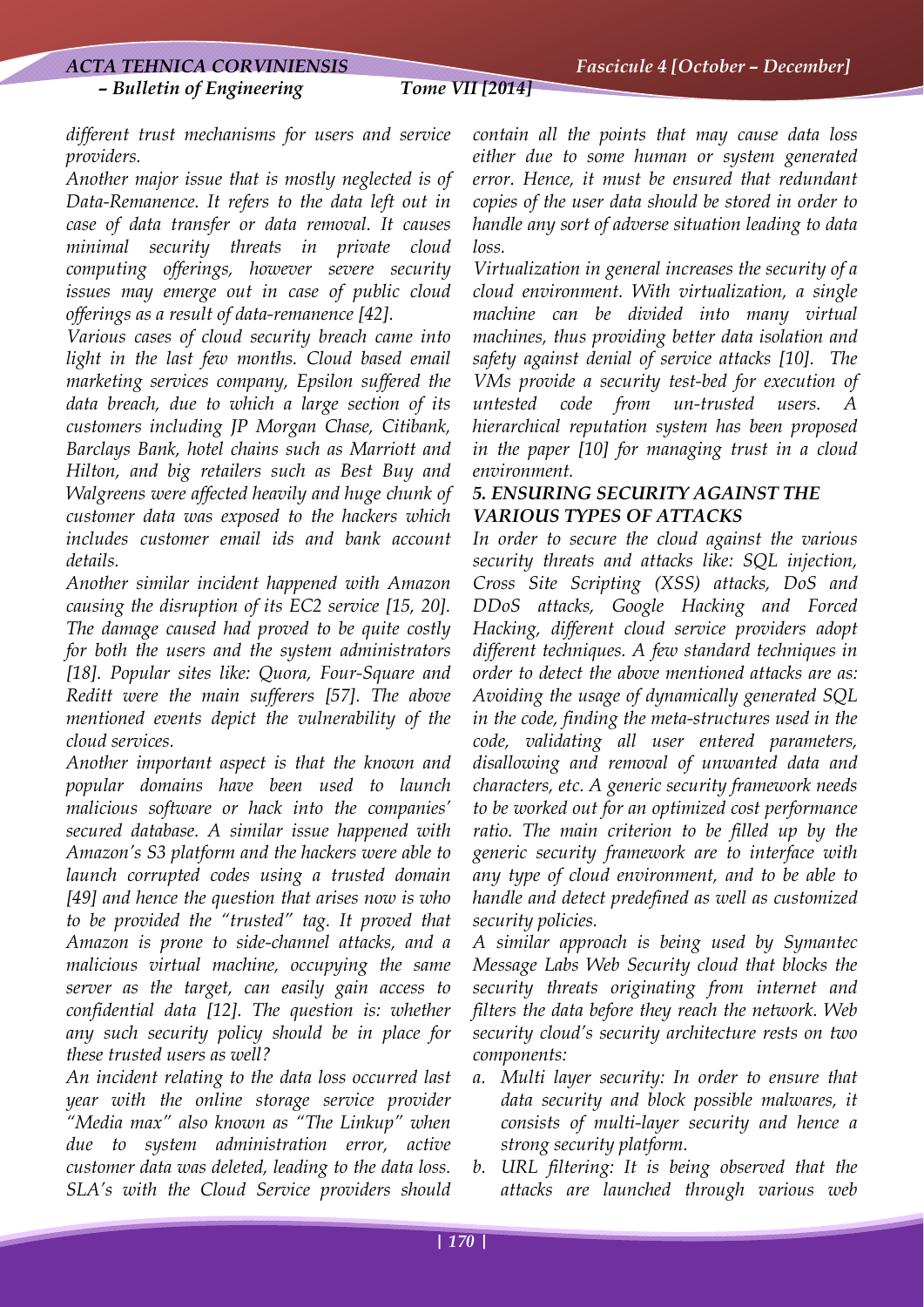*different trust mechanisms for users and service providers.*

*Another major issue that is mostly neglected is of Data-Remanence. It refers to the data left out in case of data transfer or data removal. It causes minimal security threats in private cloud computing offerings, however severe security issues may emerge out in case of public cloud offerings as a result of data-remanence [42].*

*Various cases of cloud security breach came into light in the last few months. Cloud based email marketing services company, Epsilon suffered the data breach, due to which a large section of its customers including JP Morgan Chase, Citibank, Barclays Bank, hotel chains such as Marriott and Hilton, and big retailers such as Best Buy and Walgreens were affected heavily and huge chunk of customer data was exposed to the hackers which includes customer email ids and bank account details.*

*Another similar incident happened with Amazon causing the disruption of its EC2 service [15, 20]. The damage caused had proved to be quite costly for both the users and the system administrators [18]. Popular sites like: Quora, Four-Square and Reditt were the main sufferers [57]. The above mentioned events depict the vulnerability of the cloud services.*

*Another important aspect is that the known and popular domains have been used to launch malicious software or hack into the companies' secured database. A similar issue happened with Amazon's S3 platform and the hackers were able to launch corrupted codes using a trusted domain [49] and hence the question that arises now is who to be provided the "trusted" tag. It proved that Amazon is prone to side-channel attacks, and a malicious virtual machine, occupying the same server as the target, can easily gain access to confidential data [12]. The question is: whether any such security policy should be in place for these trusted users as well?*

*An incident relating to the data loss occurred last year with the online storage service provider "Media max" also known as "The Linkup" when due to system administration error, active customer data was deleted, leading to the data loss. SLA's with the Cloud Service providers should contain all the points that may cause data loss either due to some human or system generated error. Hence, it must be ensured that redundant copies of the user data should be stored in order to handle any sort of adverse situation leading to data loss.*

*Virtualization in general increases the security of a cloud environment. With virtualization, a single machine can be divided into many virtual machines, thus providing better data isolation and safety against denial of service attacks [10]. The VMs provide a security test-bed for execution of untested code from un-trusted users. A hierarchical reputation system has been proposed in the paper [10] for managing trust in a cloud environment.*

### *5. ENSURING SECURITY AGAINST THE VARIOUS TYPES OF ATTACKS*

*In order to secure the cloud against the various security threats and attacks like: SQL injection, Cross Site Scripting (XSS) attacks, DoS and DDoS attacks, Google Hacking and Forced Hacking, different cloud service providers adopt different techniques. A few standard techniques in order to detect the above mentioned attacks are as: Avoiding the usage of dynamically generated SQL in the code, finding the meta-structures used in the code, validating all user entered parameters, disallowing and removal of unwanted data and characters, etc. A generic security framework needs to be worked out for an optimized cost performance ratio. The main criterion to be filled up by the generic security framework are to interface with any type of cloud environment, and to be able to handle and detect predefined as well as customized security policies.*

*A similar approach is being used by Symantec Message Labs Web Security cloud that blocks the security threats originating from internet and filters the data before they reach the network. Web security cloud's security architecture rests on two components:*

- *a. Multi layer security: In order to ensure that data security and block possible malwares, it consists of multi-layer security and hence a strong security platform.*
- *b. URL filtering: It is being observed that the attacks are launched through various web*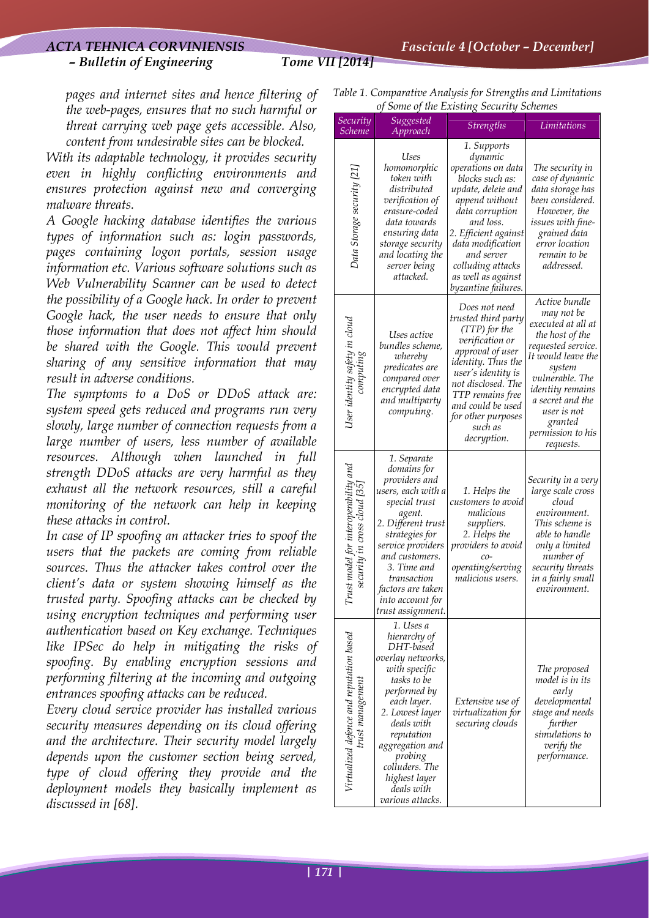*pages and internet sites and hence filtering of the web-pages, ensures that no such harmful or threat carrying web page gets accessible. Also, content from undesirable sites can be blocked.*

*With its adaptable technology, it provides security even in highly conflicting environments and ensures protection against new and converging malware threats.*

*A Google hacking database identifies the various types of information such as: login passwords, pages containing logon portals, session usage information etc. Various software solutions such as Web Vulnerability Scanner can be used to detect the possibility of a Google hack. In order to prevent Google hack, the user needs to ensure that only those information that does not affect him should be shared with the Google. This would prevent sharing of any sensitive information that may result in adverse conditions.*

*The symptoms to a DoS or DDoS attack are: system speed gets reduced and programs run very slowly, large number of connection requests from a large number of users, less number of available resources. Although when launched in full strength DDoS attacks are very harmful as they exhaust all the network resources, still a careful monitoring of the network can help in keeping these attacks in control.*

*In case of IP spoofing an attacker tries to spoof the users that the packets are coming from reliable sources. Thus the attacker takes control over the client's data or system showing himself as the trusted party. Spoofing attacks can be checked by using encryption techniques and performing user authentication based on Key exchange. Techniques like IPSec do help in mitigating the risks of spoofing. By enabling encryption sessions and performing filtering at the incoming and outgoing entrances spoofing attacks can be reduced.*

*Every cloud service provider has installed various security measures depending on its cloud offering and the architecture. Their security model largely depends upon the customer section being served, type of cloud offering they provide and the deployment models they basically implement as discussed in [68].*

*Table 1. Comparative Analysis for Strengths and Limitations of Some of the Existing Security Schemes*

| Security Scheme | Suggested Approach | Strengths | Limitations |
|---|---|---|---|
| Data Storage security [21] | Uses homomorphic token with distributed verification of erasure-coded data towards ensuring data storage security and locating the server being attacked. | 1. Supports dynamic operations on data blocks such as: update, delete and append without data corruption and loss. 2. Efficient against data modification and server colluding attacks as well as against byzantine failures. | The security in case of dynamic data storage has been considered. However, the issues with fine-grained data error location remain to be addressed. |
| User identity safety in cloud computing | Uses active bundles scheme, whereby predicates are compared over encrypted data and multiparty computing. | Does not need trusted third party (TTP) for the verification or approval of user identity. Thus the user's identity is not disclosed. The TTP remains free and could be used for other purposes such as decryption. | Active bundle may not be executed at all at the host of the requested service. It would leave the system vulnerable. The identity remains a secret and the user is not granted permission to his requests. |
| Trust model for interoperability and security in cross cloud [35] | 1. Separate domains for providers and users, each with a special trust agent. 2. Different trust strategies for service providers and customers. 3. Time and transaction factors are taken into account for trust assignment. | 1. Helps the customers to avoid malicious suppliers. 2. Helps the providers to avoid co-operating/serving malicious users. | Security in a very large scale cross cloud environment. This scheme is able to handle only a limited number of security threats in a fairly small environment. |
| Virtualized defence and reputation based trust management | 1. Uses a hierarchy of DHT-based overlay networks, with specific tasks to be performed by each layer. 2. Lowest layer deals with reputation aggregation and probing colluders. The highest layer deals with various attacks. | Extensive use of virtualization for securing clouds | The proposed model is in its early developmental stage and needs further simulations to verify the performance. |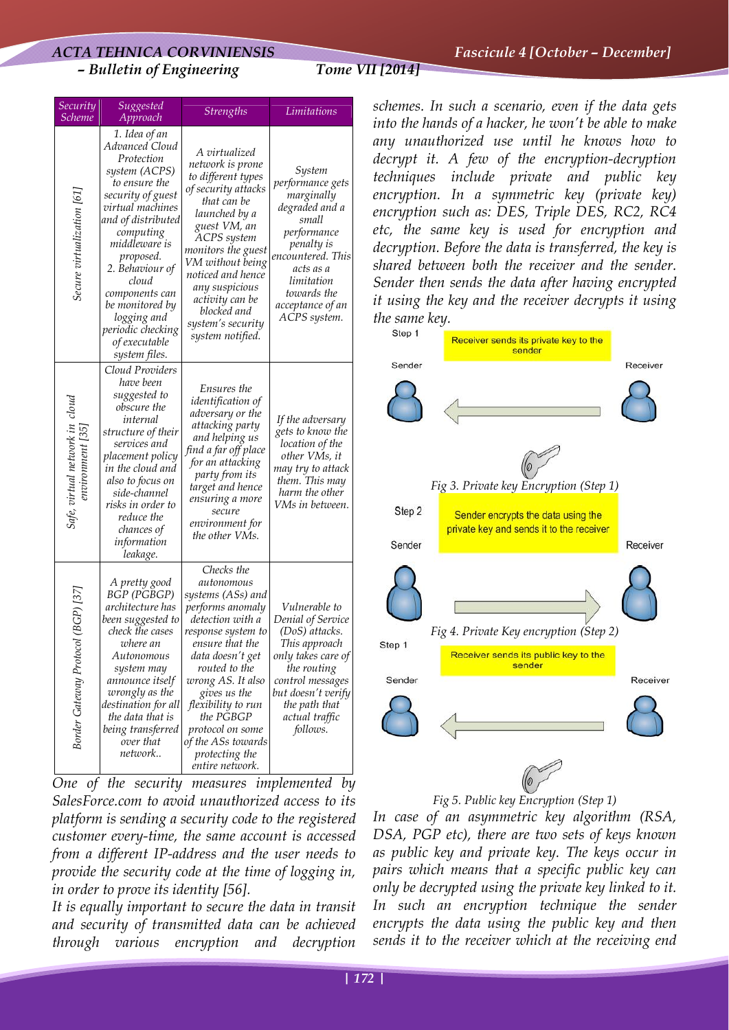| Security Scheme | Suggested Approach | Strengths | Limitations |
|---|---|---|---|
| Secure virtualization [61] | 1. Idea of an Advanced Cloud Protection system (ACPS) to ensure the security of guest virtual machines and of distributed computing middleware is proposed. 2. Behaviour of cloud components can be monitored by logging and periodic checking of executable system files. | A virtualized network is prone to different types of security attacks that can be launched by a guest VM, an ACPS system monitors the guest VM without being noticed and hence any suspicious activity can be blocked and system's security system notified. | System performance gets marginally degraded and a small performance penalty is encountered. This acts as a limitation towards the acceptance of an ACPS system. |
| Safe, virtual network in cloud environment [35] | Cloud Providers have been suggested to obscure the internal structure of their services and placement policy in the cloud and also to focus on side-channel risks in order to reduce the chances of information leakage. | Ensures the identification of adversary or the attacking party and helping us find a far off place for an attacking party from its target and hence ensuring a more secure environment for the other VMs. | If the adversary gets to know the location of the other VMs, it may try to attack them. This may harm the other VMs in between. |
| Border Gateway Protocol (BGP) [37] | A pretty good BGP (PGBGP) architecture has been suggested to check the cases where an Autonomous system may announce itself wrongly as the destination for all the data that is being transferred over that network.. | Checks the autonomous systems (ASs) and performs anomaly detection with a response system to ensure that the data doesn't get routed to the wrong AS. It also gives us the flexibility to run the PGBGP protocol on some of the ASs towards protecting the entire network. | Vulnerable to Denial of Service (DoS) attacks. This approach only takes care of the routing control messages but doesn't verify the path that actual traffic follows. |

*One of the security measures implemented by SalesForce.com to avoid unauthorized access to its platform is sending a security code to the registered customer every-time, the same account is accessed from a different IP-address and the user needs to provide the security code at the time of logging in, in order to prove its identity [56].*

*It is equally important to secure the data in transit and security of transmitted data can be achieved through various encryption and decryption schemes. In such a scenario, even if the data gets into the hands of a hacker, he won't be able to make any unauthorized use until he knows how to decrypt it. A few of the encryption-decryption techniques include private and public key encryption. In a symmetric key (private key) encryption such as: DES, Triple DES, RC2, RC4 etc, the same key is used for encryption and decryption. Before the data is transferred, the key is shared between both the receiver and the sender. Sender then sends the data after having encrypted it using the key and the receiver decrypts it using the same key.*

Step 1 — Receiver sends its private key to the sender (Sender ← Receiver)

*Fig 3. Private key Encryption (Step 1)*

Step 2 — Sender encrypts the data using the private key and sends it to the receiver (Sender → Receiver)

*Fig 4. Private Key encryption (Step 2)*

Step 1 — Receiver sends its public key to the sender (Sender ← Receiver)

*Fig 5. Public key Encryption (Step 1)*

*In case of an asymmetric key algorithm (RSA, DSA, PGP etc), there are two sets of keys known as public key and private key. The keys occur in pairs which means that a specific public key can only be decrypted using the private key linked to it. In such an encryption technique the sender encrypts the data using the public key and then sends it to the receiver which at the receiving end*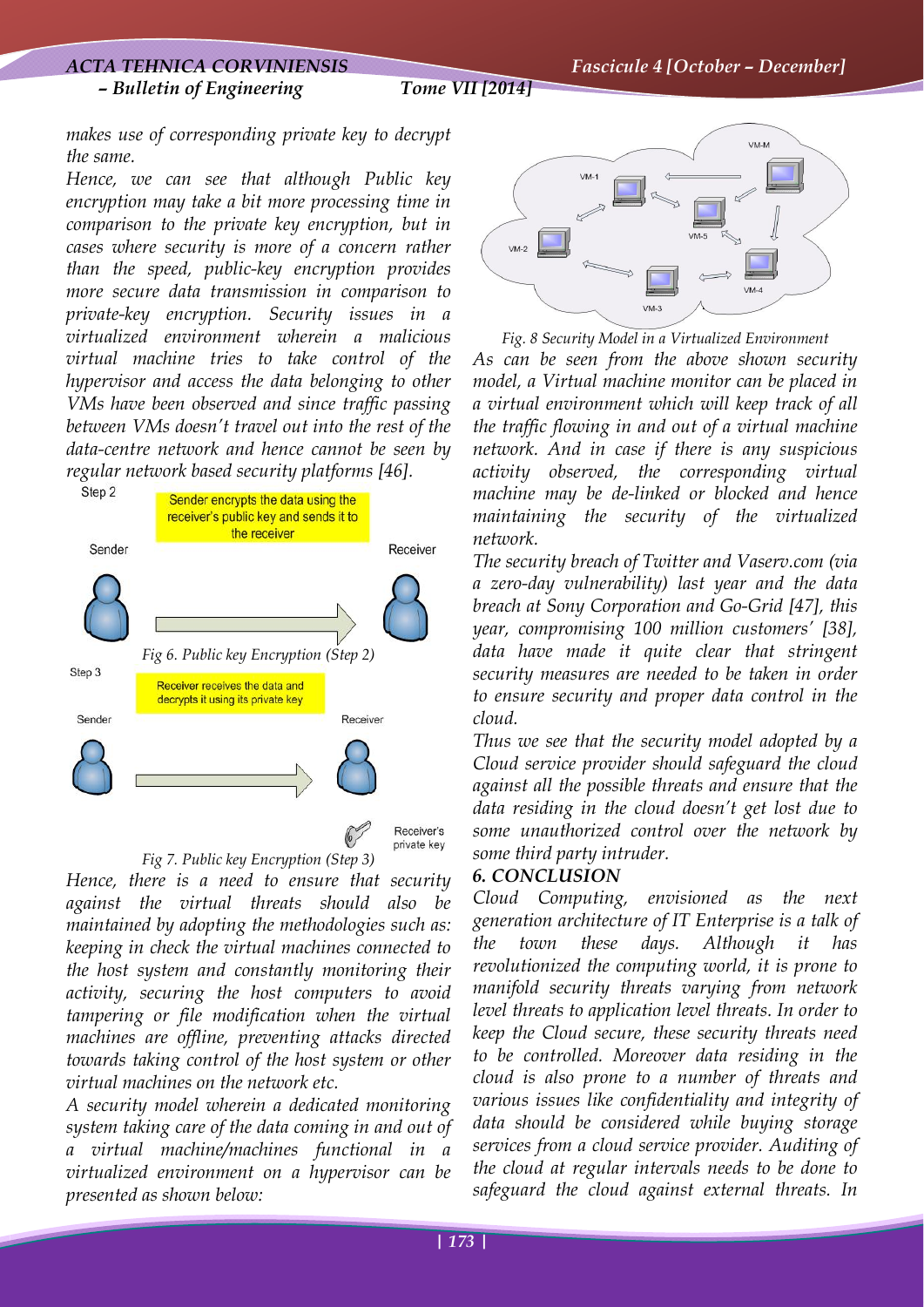makes use of corresponding private key to decrypt the same.

Hence, we can see that although Public key encryption may take a bit more processing time in comparison to the private key encryption, but in cases where security is more of a concern rather than the speed, public-key encryption provides more secure data transmission in comparison to private-key encryption. Security issues in a virtualized environment wherein a malicious virtual machine tries to take control of the hypervisor and access the data belonging to other VMs have been observed and since traffic passing between VMs doesn't travel out into the rest of the data-centre network and hence cannot be seen by regular network based security platforms [46].

*Fig 6. Public key Encryption (Step 2)*

*Fig 7. Public key Encryption (Step 3)*

Hence, there is a need to ensure that security against the virtual threats should also be maintained by adopting the methodologies such as: keeping in check the virtual machines connected to the host system and constantly monitoring their activity, securing the host computers to avoid tampering or file modification when the virtual machines are offline, preventing attacks directed towards taking control of the host system or other virtual machines on the network etc.

A security model wherein a dedicated monitoring system taking care of the data coming in and out of a virtual machine/machines functional in a virtualized environment on a hypervisor can be presented as shown below:

*Fig. 8 Security Model in a Virtualized Environment*

As can be seen from the above shown security model, a Virtual machine monitor can be placed in a virtual environment which will keep track of all the traffic flowing in and out of a virtual machine network. And in case if there is any suspicious activity observed, the corresponding virtual machine may be de-linked or blocked and hence maintaining the security of the virtualized network.

The security breach of Twitter and Vaserv.com (via a zero-day vulnerability) last year and the data breach at Sony Corporation and Go-Grid [47], this year, compromising 100 million customers' [38], data have made it quite clear that stringent security measures are needed to be taken in order to ensure security and proper data control in the cloud.

Thus we see that the security model adopted by a Cloud service provider should safeguard the cloud against all the possible threats and ensure that the data residing in the cloud doesn't get lost due to some unauthorized control over the network by some third party intruder.

## 6. CONCLUSION

Cloud Computing, envisioned as the next generation architecture of IT Enterprise is a talk of the town these days. Although it has revolutionized the computing world, it is prone to manifold security threats varying from network level threats to application level threats. In order to keep the Cloud secure, these security threats need to be controlled. Moreover data residing in the cloud is also prone to a number of threats and various issues like confidentiality and integrity of data should be considered while buying storage services from a cloud service provider. Auditing of the cloud at regular intervals needs to be done to safeguard the cloud against external threats. In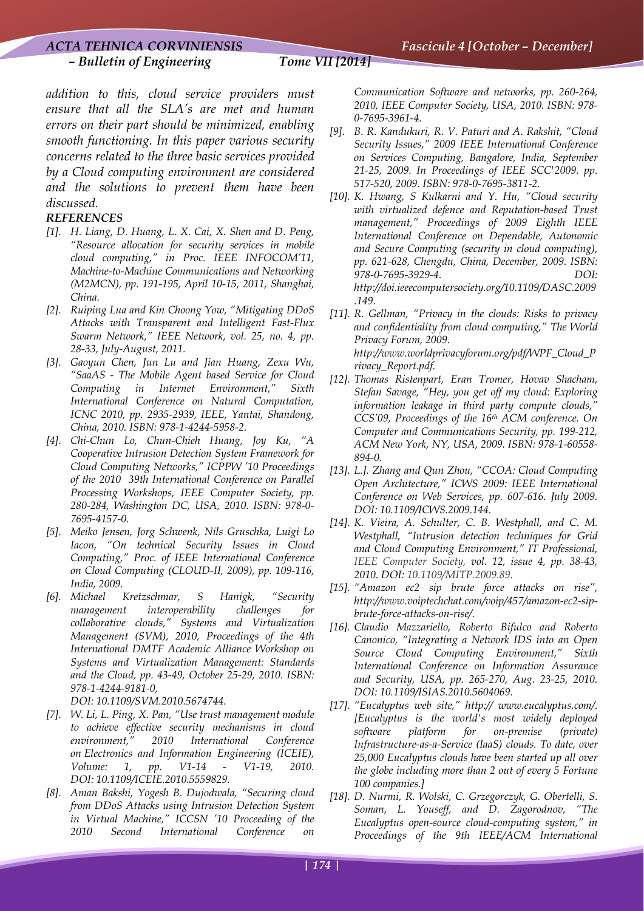*addition to this, cloud service providers must ensure that all the SLA's are met and human errors on their part should be minimized, enabling smooth functioning. In this paper various security concerns related to the three basic services provided by a Cloud computing environment are considered and the solutions to prevent them have been discussed.*

### REFERENCES

- [1]. H. Liang, D. Huang, L. X. Cai, X. Shen and D. Peng, "Resource allocation for security services in mobile cloud computing," in Proc. IEEE INFOCOM'11, Machine-to-Machine Communications and Networking (M2MCN), pp. 191-195, April 10-15, 2011, Shanghai, China.
- [2]. Ruiping Lua and Kin Choong Yow, "Mitigating DDoS Attacks with Transparent and Intelligent Fast-Flux Swarm Network," IEEE Network, vol. 25, no. 4, pp. 28-33, July-August, 2011.
- [3]. Gaoyun Chen, Jun Lu and Jian Huang, Zexu Wu, "SaaAS - The Mobile Agent based Service for Cloud Computing in Internet Environment," Sixth International Conference on Natural Computation, ICNC 2010, pp. 2935-2939, IEEE, Yantai, Shandong, China, 2010. ISBN: 978-1-4244-5958-2.
- [4]. Chi-Chun Lo, Chun-Chieh Huang, Joy Ku, "A Cooperative Intrusion Detection System Framework for Cloud Computing Networks," ICPPW '10 Proceedings of the 2010 39th International Conference on Parallel Processing Workshops, IEEE Computer Society, pp. 280-284, Washington DC, USA, 2010. ISBN: 978-0-7695-4157-0.
- [5]. Meiko Jensen, Jorg Schwenk, Nils Gruschka, Luigi Lo Iacon, "On technical Security Issues in Cloud Computing," Proc. of IEEE International Conference on Cloud Computing (CLOUD-II, 2009), pp. 109-116, India, 2009.
- [6]. Michael Kretzschmar, S Hanigk, "Security management interoperability challenges for collaborative clouds," Systems and Virtualization Management (SVM), 2010, Proceedings of the 4th International DMTF Academic Alliance Workshop on Systems and Virtualization Management: Standards and the Cloud, pp. 43-49, October 25-29, 2010. ISBN: 978-1-4244-9181-0, DOI: 10.1109/SVM.2010.5674744.
- [7]. W. Li, L. Ping, X. Pan, "Use trust management module to achieve effective security mechanisms in cloud environment," 2010 International Conference on Electronics and Information Engineering (ICEIE), Volume: 1, pp. V1-14 - V1-19, 2010. DOI: 10.1109/ICEIE.2010.5559829.
- [8]. Aman Bakshi, Yogesh B. Dujodwala, "Securing cloud from DDoS Attacks using Intrusion Detection System in Virtual Machine," ICCSN '10 Proceeding of the 2010 Second International Conference on Communication Software and networks, pp. 260-264, 2010, IEEE Computer Society, USA, 2010. ISBN: 978-0-7695-3961-4.
- [9]. B. R. Kandukuri, R. V. Paturi and A. Rakshit, "Cloud Security Issues," 2009 IEEE International Conference on Services Computing, Bangalore, India, September 21-25, 2009. In Proceedings of IEEE SCC'2009. pp. 517-520, 2009. ISBN: 978-0-7695-3811-2.
- [10]. K. Hwang, S Kulkarni and Y. Hu, "Cloud security with virtualized defence and Reputation-based Trust management," Proceedings of 2009 Eighth IEEE International Conference on Dependable, Autonomic and Secure Computing (security in cloud computing), pp. 621-628, Chengdu, China, December, 2009. ISBN: 978-0-7695-3929-4. DOI: http://doi.ieeecomputersociety.org/10.1109/DASC.2009.149.
- [11]. R. Gellman, "Privacy in the clouds: Risks to privacy and confidentiality from cloud computing," The World Privacy Forum, 2009. http://www.worldprivacyforum.org/pdf/WPF_Cloud_Privacy_Report.pdf.
- [12]. Thomas Ristenpart, Eran Tromer, Hovav Shacham, Stefan Savage, "Hey, you get off my cloud: Exploring information leakage in third party compute clouds," CCS'09, Proceedings of the 16th ACM conference. On Computer and Communications Security, pp. 199-212, ACM New York, NY, USA, 2009. ISBN: 978-1-60558-894-0.
- [13]. L.J. Zhang and Qun Zhou, "CCOA: Cloud Computing Open Architecture," ICWS 2009: IEEE International Conference on Web Services, pp. 607-616. July 2009. DOI: 10.1109/ICWS.2009.144.
- [14]. K. Vieira, A. Schulter, C. B. Westphall, and C. M. Westphall, "Intrusion detection techniques for Grid and Cloud Computing Environment," IT Professional, IEEE Computer Society, vol. 12, issue 4, pp. 38-43, 2010. DOI: 10.1109/MITP.2009.89.
- [15]. "Amazon ec2 sip brute force attacks on rise", http://www.voiptechchat.com/voip/457/amazon-ec2-sip-brute-force-attacks-on-rise/.
- [16]. Claudio Mazzariello, Roberto Bifulco and Roberto Canonico, "Integrating a Network IDS into an Open Source Cloud Computing Environment," Sixth International Conference on Information Assurance and Security, USA, pp. 265-270, Aug. 23-25, 2010. DOI: 10.1109/ISIAS.2010.5604069.
- [17]. "Eucalyptus web site," http:// www.eucalyptus.com/. [Eucalyptus is the world's most widely deployed software platform for on-premise (private) Infrastructure-as-a-Service (IaaS) clouds. To date, over 25,000 Eucalyptus clouds have been started up all over the globe including more than 2 out of every 5 Fortune 100 companies.]
- [18]. D. Nurmi, R. Wolski, C. Grzegorczyk, G. Obertelli, S. Soman, L. Youseff, and D. Zagorodnov, "The Eucalyptus open-source cloud-computing system," in Proceedings of the 9th IEEE/ACM International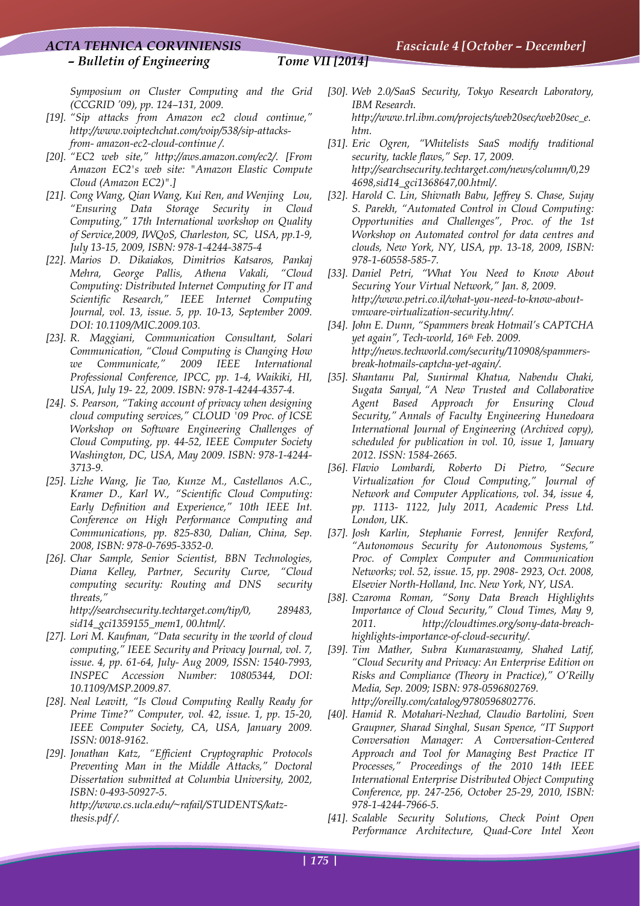*Symposium on Cluster Computing and the Grid (CCGRID '09), pp. 124–131, 2009.*

*[19]. "Sip attacks from Amazon ec2 cloud continue," http://www.voiptechchat.com/voip/538/sip-attacks-from- amazon-ec2-cloud-continue /.*

*[20]. "EC2 web site," http://aws.amazon.com/ec2/. [From Amazon EC2's web site: "Amazon Elastic Compute Cloud (Amazon EC2)".]*

*[21]. Cong Wang, Qian Wang, Kui Ren, and Wenjing Lou, "Ensuring Data Storage Security in Cloud Computing," 17th International workshop on Quality of Service,2009, IWQoS, Charleston, SC, USA, pp.1-9, July 13-15, 2009, ISBN: 978-1-4244-3875-4*

*[22]. Marios D. Dikaiakos, Dimitrios Katsaros, Pankaj Mehra, George Pallis, Athena Vakali, "Cloud Computing: Distributed Internet Computing for IT and Scientific Research," IEEE Internet Computing Journal, vol. 13, issue. 5, pp. 10-13, September 2009. DOI: 10.1109/MIC.2009.103.*

*[23]. R. Maggiani, Communication Consultant, Solari Communication, "Cloud Computing is Changing How we Communicate," 2009 IEEE International Professional Conference, IPCC, pp. 1-4, Waikiki, HI, USA, July 19- 22, 2009. ISBN: 978-1-4244-4357-4.*

*[24]. S. Pearson, "Taking account of privacy when designing cloud computing services," CLOUD '09 Proc. of ICSE Workshop on Software Engineering Challenges of Cloud Computing, pp. 44-52, IEEE Computer Society Washington, DC, USA, May 2009. ISBN: 978-1-4244-3713-9.*

*[25]. Lizhe Wang, Jie Tao, Kunze M., Castellanos A.C., Kramer D., Karl W., "Scientific Cloud Computing: Early Definition and Experience," 10th IEEE Int. Conference on High Performance Computing and Communications, pp. 825-830, Dalian, China, Sep. 2008, ISBN: 978-0-7695-3352-0.*

*[26]. Char Sample, Senior Scientist, BBN Technologies, Diana Kelley, Partner, Security Curve, "Cloud computing security: Routing and DNS security threats," http://searchsecurity.techtarget.com/tip/0, 289483, sid14_gci1359155_mem1, 00.html/.*

*[27]. Lori M. Kaufman, "Data security in the world of cloud computing," IEEE Security and Privacy Journal, vol. 7, issue. 4, pp. 61-64, July- Aug 2009, ISSN: 1540-7993, INSPEC Accession Number: 10805344, DOI: 10.1109/MSP.2009.87.*

*[28]. Neal Leavitt, "Is Cloud Computing Really Ready for Prime Time?" Computer, vol. 42, issue. 1, pp. 15-20, IEEE Computer Society, CA, USA, January 2009. ISSN: 0018-9162.*

*[29]. Jonathan Katz, "Efficient Cryptographic Protocols Preventing Man in the Middle Attacks," Doctoral Dissertation submitted at Columbia University, 2002, ISBN: 0-493-50927-5. http://www.cs.ucla.edu/~rafail/STUDENTS/katz-thesis.pdf /.*

*[30]. Web 2.0/SaaS Security, Tokyo Research Laboratory, IBM Research. http://www.trl.ibm.com/projects/web20sec/web20sec_e.htm.*

*[31]. Eric Ogren, "Whitelists SaaS modify traditional security, tackle flaws," Sep. 17, 2009. http://searchsecurity.techtarget.com/news/column/0,294698,sid14_gci1368647,00.html/.*

*[32]. Harold C. Lin, Shivnath Babu, Jeffrey S. Chase, Sujay S. Parekh, "Automated Control in Cloud Computing: Opportunities and Challenges", Proc. of the 1st Workshop on Automated control for data centres and clouds, New York, NY, USA, pp. 13-18, 2009, ISBN: 978-1-60558-585-7.*

*[33]. Daniel Petri, "What You Need to Know About Securing Your Virtual Network," Jan. 8, 2009. http://www.petri.co.il/what-you-need-to-know-about-vmware-virtualization-security.htm/.*

*[34]. John E. Dunn, "Spammers break Hotmail's CAPTCHA yet again", Tech-world, 16th Feb. 2009. http://news.techworld.com/security/110908/spammers-break-hotmails-captcha-yet-again/.*

*[35]. Shantanu Pal, Sunirmal Khatua, Nabendu Chaki, Sugata Sanyal, "A New Trusted and Collaborative Agent Based Approach for Ensuring Cloud Security," Annals of Faculty Engineering Hunedoara International Journal of Engineering (Archived copy), scheduled for publication in vol. 10, issue 1, January 2012. ISSN: 1584-2665.*

*[36]. Flavio Lombardi, Roberto Di Pietro, "Secure Virtualization for Cloud Computing," Journal of Network and Computer Applications, vol. 34, issue 4, pp. 1113- 1122, July 2011, Academic Press Ltd. London, UK.*

*[37]. Josh Karlin, Stephanie Forrest, Jennifer Rexford, "Autonomous Security for Autonomous Systems," Proc. of Complex Computer and Communication Networks; vol. 52, issue. 15, pp. 2908- 2923, Oct. 2008, Elsevier North-Holland, Inc. New York, NY, USA.*

*[38]. Czaroma Roman, "Sony Data Breach Highlights Importance of Cloud Security," Cloud Times, May 9, 2011. http://cloudtimes.org/sony-data-breach-highlights-importance-of-cloud-security/.*

*[39]. Tim Mather, Subra Kumaraswamy, Shahed Latif, "Cloud Security and Privacy: An Enterprise Edition on Risks and Compliance (Theory in Practice)," O'Reilly Media, Sep. 2009; ISBN: 978-0596802769. http://oreilly.com/catalog/9780596802776.*

*[40]. Hamid R. Motahari-Nezhad, Claudio Bartolini, Sven Graupner, Sharad Singhal, Susan Spence, "IT Support Conversation Manager: A Conversation-Centered Approach and Tool for Managing Best Practice IT Processes," Proceedings of the 2010 14th IEEE International Enterprise Distributed Object Computing Conference, pp. 247-256, October 25-29, 2010, ISBN: 978-1-4244-7966-5.*

*[41]. Scalable Security Solutions, Check Point Open Performance Architecture, Quad-Core Intel Xeon*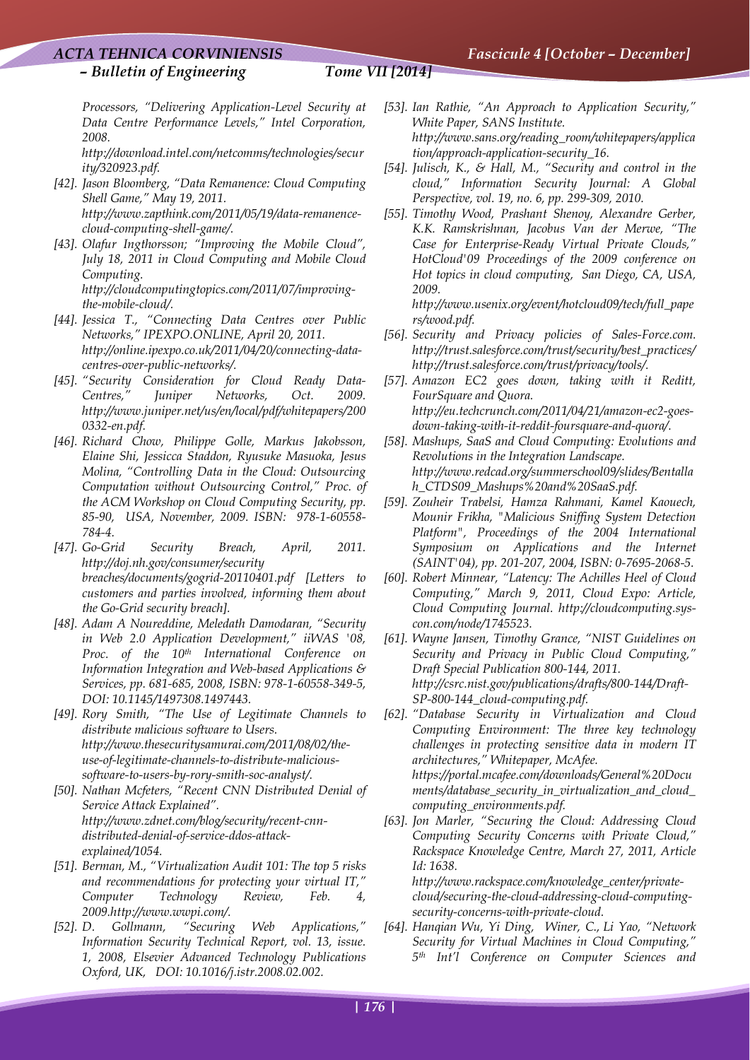*Processors, "Delivering Application-Level Security at Data Centre Performance Levels," Intel Corporation, 2008. http://download.intel.com/netcomms/technologies/security/320923.pdf.*

*[42]. Jason Bloomberg, "Data Remanence: Cloud Computing Shell Game," May 19, 2011. http://www.zapthink.com/2011/05/19/data-remanence-cloud-computing-shell-game/.*

*[43]. Olafur Ingthorsson; "Improving the Mobile Cloud", July 18, 2011 in Cloud Computing and Mobile Cloud Computing. http://cloudcomputingtopics.com/2011/07/improving-the-mobile-cloud/.*

*[44]. Jessica T., "Connecting Data Centres over Public Networks," IPEXPO.ONLINE, April 20, 2011. http://online.ipexpo.co.uk/2011/04/20/connecting-data-centres-over-public-networks/.*

*[45]. "Security Consideration for Cloud Ready Data-Centres," Juniper Networks, Oct. 2009. http://www.juniper.net/us/en/local/pdf/whitepapers/2000332-en.pdf.*

*[46]. Richard Chow, Philippe Golle, Markus Jakobsson, Elaine Shi, Jessicca Staddon, Ryusuke Masuoka, Jesus Molina, "Controlling Data in the Cloud: Outsourcing Computation without Outsourcing Control," Proc. of the ACM Workshop on Cloud Computing Security, pp. 85-90, USA, November, 2009. ISBN: 978-1-60558-784-4.*

*[47]. Go-Grid Security Breach, April, 2011. http://doj.nh.gov/consumer/security breaches/documents/gogrid-20110401.pdf [Letters to customers and parties involved, informing them about the Go-Grid security breach].*

*[48]. Adam A Noureddine, Meledath Damodaran, "Security in Web 2.0 Application Development," iiWAS '08, Proc. of the 10th International Conference on Information Integration and Web-based Applications & Services, pp. 681-685, 2008, ISBN: 978-1-60558-349-5, DOI: 10.1145/1497308.1497443.*

*[49]. Rory Smith, "The Use of Legitimate Channels to distribute malicious software to Users. http://www.thesecuritysamurai.com/2011/08/02/the-use-of-legitimate-channels-to-distribute-malicious-software-to-users-by-rory-smith-soc-analyst/.*

*[50]. Nathan Mcfeters, "Recent CNN Distributed Denial of Service Attack Explained". http://www.zdnet.com/blog/security/recent-cnn-distributed-denial-of-service-ddos-attack-explained/1054.*

*[51]. Berman, M., "Virtualization Audit 101: The top 5 risks and recommendations for protecting your virtual IT," Computer Technology Review, Feb. 4, 2009.http://www.wwpi.com/.*

*[52]. D. Gollmann, "Securing Web Applications," Information Security Technical Report, vol. 13, issue. 1, 2008, Elsevier Advanced Technology Publications Oxford, UK, DOI: 10.1016/j.istr.2008.02.002.*

*[53]. Ian Rathie, "An Approach to Application Security," White Paper, SANS Institute. http://www.sans.org/reading_room/whitepapers/application/approach-application-security_16.*

*[54]. Julisch, K., & Hall, M., "Security and control in the cloud," Information Security Journal: A Global Perspective, vol. 19, no. 6, pp. 299-309, 2010.*

*[55]. Timothy Wood, Prashant Shenoy, Alexandre Gerber, K.K. Ramskrishnan, Jacobus Van der Merwe, "The Case for Enterprise-Ready Virtual Private Clouds," HotCloud'09 Proceedings of the 2009 conference on Hot topics in cloud computing, San Diego, CA, USA, 2009. http://www.usenix.org/event/hotcloud09/tech/full_papers/wood.pdf.*

*[56]. Security and Privacy policies of Sales-Force.com. http://trust.salesforce.com/trust/security/best_practices/ http://trust.salesforce.com/trust/privacy/tools/.*

*[57]. Amazon EC2 goes down, taking with it Reditt, FourSquare and Quora. http://eu.techcrunch.com/2011/04/21/amazon-ec2-goes-down-taking-with-it-reddit-foursquare-and-quora/.*

*[58]. Mashups, SaaS and Cloud Computing: Evolutions and Revolutions in the Integration Landscape. http://www.redcad.org/summerschool09/slides/Bentallah_CTDS09_Mashups%20and%20SaaS.pdf.*

*[59]. Zouheir Trabelsi, Hamza Rahmani, Kamel Kaouech, Mounir Frikha, "Malicious Sniffing System Detection Platform", Proceedings of the 2004 International Symposium on Applications and the Internet (SAINT'04), pp. 201-207, 2004, ISBN: 0-7695-2068-5.*

*[60]. Robert Minnear, "Latency: The Achilles Heel of Cloud Computing," March 9, 2011, Cloud Expo: Article, Cloud Computing Journal. http://cloudcomputing.sys-con.com/node/1745523.*

*[61]. Wayne Jansen, Timothy Grance, "NIST Guidelines on Security and Privacy in Public Cloud Computing," Draft Special Publication 800-144, 2011. http://csrc.nist.gov/publications/drafts/800-144/Draft-SP-800-144_cloud-computing.pdf.*

*[62]. "Database Security in Virtualization and Cloud Computing Environment: The three key technology challenges in protecting sensitive data in modern IT architectures," Whitepaper, McAfee. https://portal.mcafee.com/downloads/General%20Documents/database_security_in_virtualization_and_cloud_computing_environments.pdf.*

*[63]. Jon Marler, "Securing the Cloud: Addressing Cloud Computing Security Concerns with Private Cloud," Rackspace Knowledge Centre, March 27, 2011, Article Id: 1638. http://www.rackspace.com/knowledge_center/private-cloud/securing-the-cloud-addressing-cloud-computing-security-concerns-with-private-cloud.*

*[64]. Hanqian Wu, Yi Ding, Winer, C., Li Yao, "Network Security for Virtual Machines in Cloud Computing," 5th Int'l Conference on Computer Sciences and*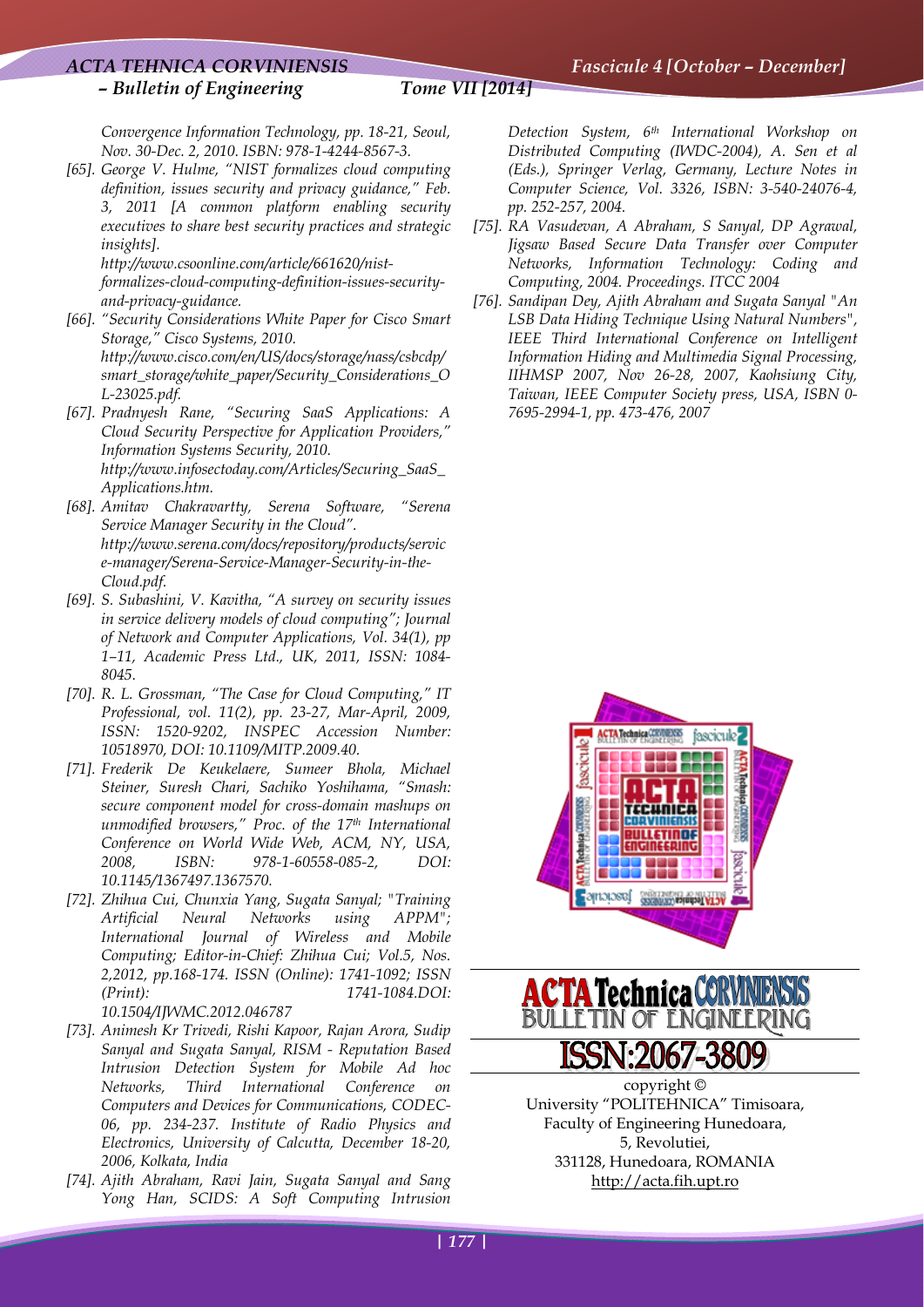*Convergence Information Technology, pp. 18-21, Seoul, Nov. 30-Dec. 2, 2010. ISBN: 978-1-4244-8567-3.*

*[65]. George V. Hulme, "NIST formalizes cloud computing definition, issues security and privacy guidance," Feb. 3, 2011 [A common platform enabling security executives to share best security practices and strategic insights]. http://www.csoonline.com/article/661620/nist-formalizes-cloud-computing-definition-issues-security-and-privacy-guidance.*

*[66]. "Security Considerations White Paper for Cisco Smart Storage," Cisco Systems, 2010. http://www.cisco.com/en/US/docs/storage/nass/csbcdp/smart_storage/white_paper/Security_Considerations_OL-23025.pdf.*

*[67]. Pradnyesh Rane, "Securing SaaS Applications: A Cloud Security Perspective for Application Providers," Information Systems Security, 2010. http://www.infosectoday.com/Articles/Securing_SaaS_Applications.htm.*

*[68]. Amitav Chakravartty, Serena Software, "Serena Service Manager Security in the Cloud". http://www.serena.com/docs/repository/products/service-manager/Serena-Service-Manager-Security-in-the-Cloud.pdf.*

*[69]. S. Subashini, V. Kavitha, "A survey on security issues in service delivery models of cloud computing"; Journal of Network and Computer Applications, Vol. 34(1), pp 1–11, Academic Press Ltd., UK, 2011, ISSN: 1084-8045.*

*[70]. R. L. Grossman, "The Case for Cloud Computing," IT Professional, vol. 11(2), pp. 23-27, Mar-April, 2009, ISSN: 1520-9202, INSPEC Accession Number: 10518970, DOI: 10.1109/MITP.2009.40.*

*[71]. Frederik De Keukelaere, Sumeer Bhola, Michael Steiner, Suresh Chari, Sachiko Yoshihama, "Smash: secure component model for cross-domain mashups on unmodified browsers," Proc. of the 17th International Conference on World Wide Web, ACM, NY, USA, 2008, ISBN: 978-1-60558-085-2, DOI: 10.1145/1367497.1367570.*

*[72]. Zhihua Cui, Chunxia Yang, Sugata Sanyal; "Training Artificial Neural Networks using APPM"; International Journal of Wireless and Mobile Computing; Editor-in-Chief: Zhihua Cui; Vol.5, Nos. 2,2012, pp.168-174. ISSN (Online): 1741-1092; ISSN (Print): 1741-1084.DOI: 10.1504/IJWMC.2012.046787*

*[73]. Animesh Kr Trivedi, Rishi Kapoor, Rajan Arora, Sudip Sanyal and Sugata Sanyal, RISM - Reputation Based Intrusion Detection System for Mobile Ad hoc Networks, Third International Conference on Computers and Devices for Communications, CODEC-06, pp. 234-237. Institute of Radio Physics and Electronics, University of Calcutta, December 18-20, 2006, Kolkata, India*

*[74]. Ajith Abraham, Ravi Jain, Sugata Sanyal and Sang Yong Han, SCIDS: A Soft Computing Intrusion Detection System, 6th International Workshop on Distributed Computing (IWDC-2004), A. Sen et al (Eds.), Springer Verlag, Germany, Lecture Notes in Computer Science, Vol. 3326, ISBN: 3-540-24076-4, pp. 252-257, 2004.*

*[75]. RA Vasudevan, A Abraham, S Sanyal, DP Agrawal, Jigsaw Based Secure Data Transfer over Computer Networks, Information Technology: Coding and Computing, 2004. Proceedings. ITCC 2004*

*[76]. Sandipan Dey, Ajith Abraham and Sugata Sanyal "An LSB Data Hiding Technique Using Natural Numbers", IEEE Third International Conference on Intelligent Information Hiding and Multimedia Signal Processing, IIHMSP 2007, Nov 26-28, 2007, Kaohsiung City, Taiwan, IEEE Computer Society press, USA, ISBN 0-7695-2994-1, pp. 473-476, 2007*

ACTA Technica CORVINIENSIS
BULLETIN OF ENGINEERING

ISSN:2067-3809

copyright ©
University "POLITEHNICA" Timisoara,
Faculty of Engineering Hunedoara,
5, Revolutiei,
331128, Hunedoara, ROMANIA
http://acta.fih.upt.ro